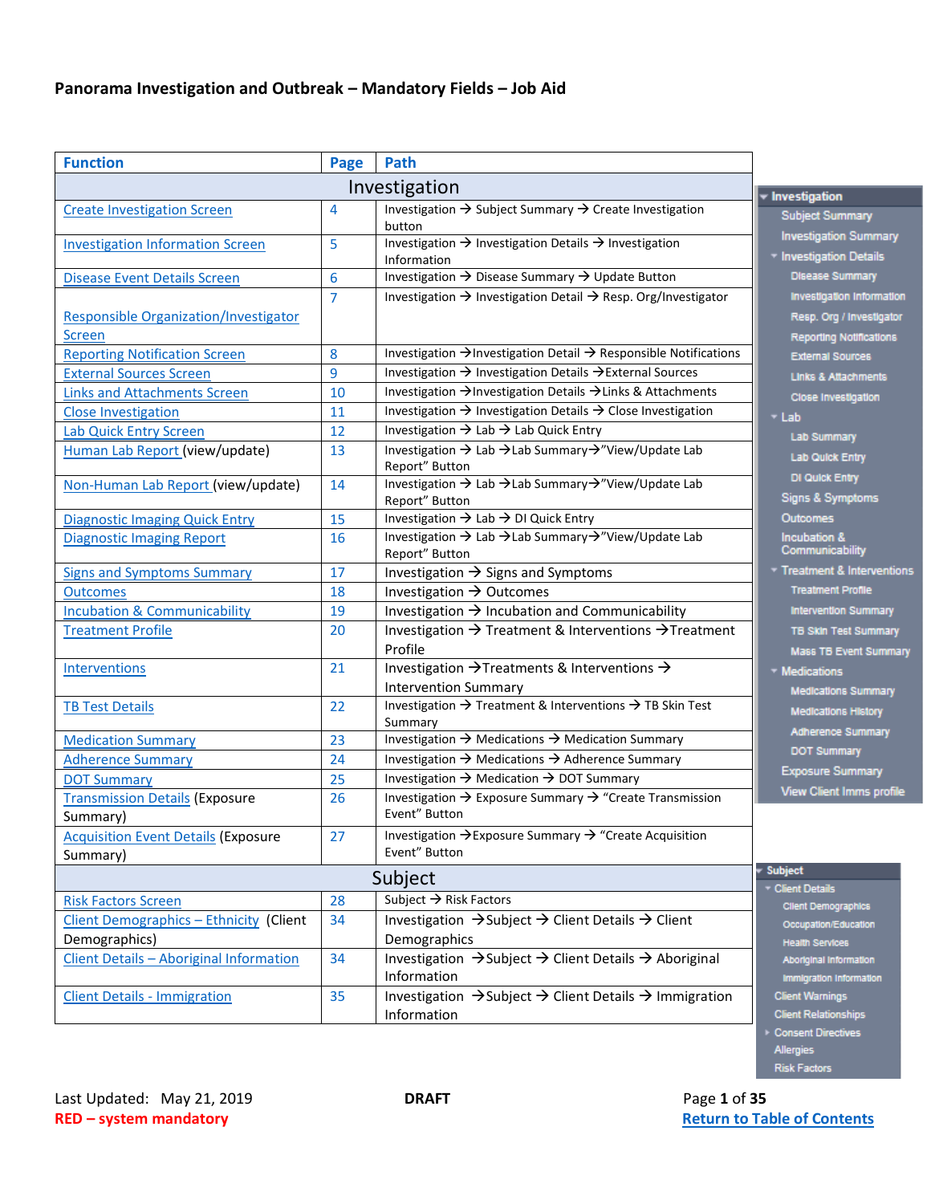# Panorama Investigation and Outbreak – Mandatory Fields – Job Aid

| Function | Page | Path |
|---|---|---|
| **Investigation** | | |
| Create Investigation Screen | 4 | Investigation → Subject Summary → Create Investigation button |
| Investigation Information Screen | 5 | Investigation → Investigation Details → Investigation Information |
| Disease Event Details Screen | 6 | Investigation → Disease Summary → Update Button |
| Responsible Organization/Investigator Screen | 7 | Investigation → Investigation Detail → Resp. Org/Investigator |
| Reporting Notification Screen | 8 | Investigation →Investigation Detail → Responsible Notifications |
| External Sources Screen | 9 | Investigation → Investigation Details →External Sources |
| Links and Attachments Screen | 10 | Investigation →Investigation Details →Links & Attachments |
| Close Investigation | 11 | Investigation → Investigation Details → Close Investigation |
| Lab Quick Entry Screen | 12 | Investigation → Lab → Lab Quick Entry |
| Human Lab Report (view/update) | 13 | Investigation → Lab →Lab Summary→"View/Update Lab Report" Button |
| Non-Human Lab Report (view/update) | 14 | Investigation → Lab →Lab Summary→"View/Update Lab Report" Button |
| Diagnostic Imaging Quick Entry | 15 | Investigation → Lab → DI Quick Entry |
| Diagnostic Imaging Report | 16 | Investigation → Lab →Lab Summary→"View/Update Lab Report" Button |
| Signs and Symptoms Summary | 17 | Investigation → Signs and Symptoms |
| Outcomes | 18 | Investigation → Outcomes |
| Incubation & Communicability | 19 | Investigation → Incubation and Communicability |
| Treatment Profile | 20 | Investigation → Treatment & Interventions →Treatment Profile |
| Interventions | 21 | Investigation →Treatments & Interventions → Intervention Summary |
| TB Test Details | 22 | Investigation → Treatment & Interventions → TB Skin Test Summary |
| Medication Summary | 23 | Investigation → Medications → Medication Summary |
| Adherence Summary | 24 | Investigation → Medications → Adherence Summary |
| DOT Summary | 25 | Investigation → Medication → DOT Summary |
| Transmission Details (Exposure Summary) | 26 | Investigation → Exposure Summary → "Create Transmission Event" Button |
| Acquisition Event Details (Exposure Summary) | 27 | Investigation →Exposure Summary → "Create Acquisition Event" Button |
| **Subject** | | |
| Risk Factors Screen | 28 | Subject → Risk Factors |
| Client Demographics – Ethnicity (Client Demographics) | 34 | Investigation →Subject → Client Details → Client Demographics |
| Client Details – Aboriginal Information | 34 | Investigation →Subject → Client Details → Aboriginal Information |
| Client Details - Immigration | 35 | Investigation →Subject → Client Details → Immigration Information |

- Investigation
  - Subject Summary
  - Investigation Summary
  - Investigation Details
    - Disease Summary
    - Investigation Information
    - Resp. Org / Investigator
    - Reporting Notifications
    - External Sources
    - Links & Attachments
    - Close Investigation
  - Lab
    - Lab Summary
    - Lab Quick Entry
    - DI Quick Entry
  - Signs & Symptoms
  - Outcomes
  - Incubation & Communicability
  - Treatment & Interventions
    - Treatment Profile
    - Intervention Summary
    - TB Skin Test Summary
    - Mass TB Event Summary
  - Medications
    - Medications Summary
    - Medications History
    - Adherence Summary
    - DOT Summary
  - Exposure Summary
  - View Client Imms profile

- Subject
  - Client Details
    - Client Demographics
    - Occupation/Education
    - Health Services
    - Aboriginal Information
    - Immigration Information
  - Client Warnings
  - Client Relationships
  - Consent Directives
  - Allergies
  - Risk Factors

Last Updated: May 21, 2019

DRAFT

RED – system mandatory

Return to Table of Contents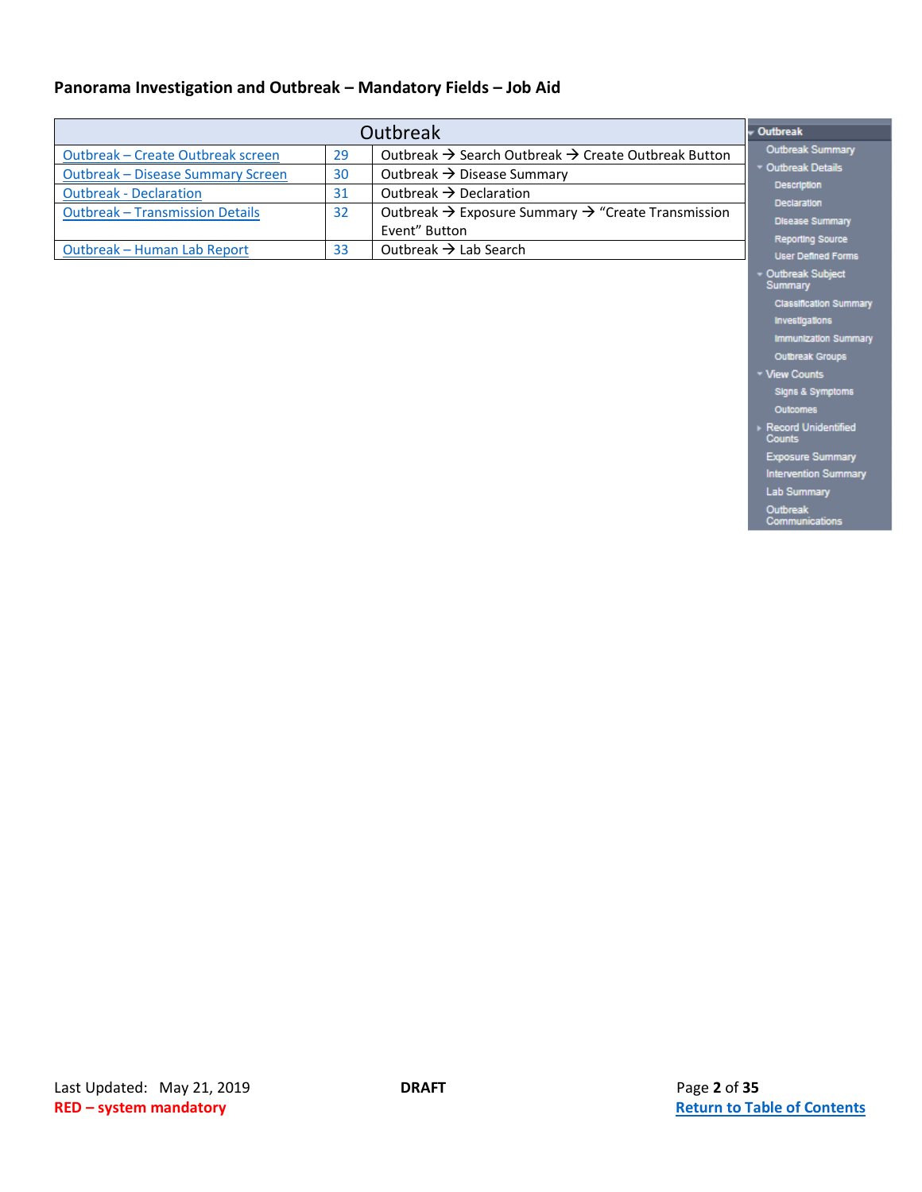**Panorama Investigation and Outbreak – Mandatory Fields – Job Aid**

| Outbreak | | |
|---|---|---|
| Outbreak – Create Outbreak screen | 29 | Outbreak → Search Outbreak → Create Outbreak Button |
| Outbreak – Disease Summary Screen | 30 | Outbreak → Disease Summary |
| Outbreak - Declaration | 31 | Outbreak → Declaration |
| Outbreak – Transmission Details | 32 | Outbreak → Exposure Summary → "Create Transmission Event" Button |
| Outbreak – Human Lab Report | 33 | Outbreak → Lab Search |

- Outbreak
  - Outbreak Summary
  - Outbreak Details
    - Description
    - Declaration
    - Disease Summary
    - Reporting Source
    - User Defined Forms
  - Outbreak Subject Summary
    - Classification Summary
    - Investigations
    - Immunization Summary
    - Outbreak Groups
  - View Counts
    - Signs & Symptoms
    - Outcomes
  - Record Unidentified Counts
  - Exposure Summary
  - Intervention Summary
  - Lab Summary
  - Outbreak Communications

Last Updated: May 21, 2019 **DRAFT**

**RED – system mandatory**

**Return to Table of Contents**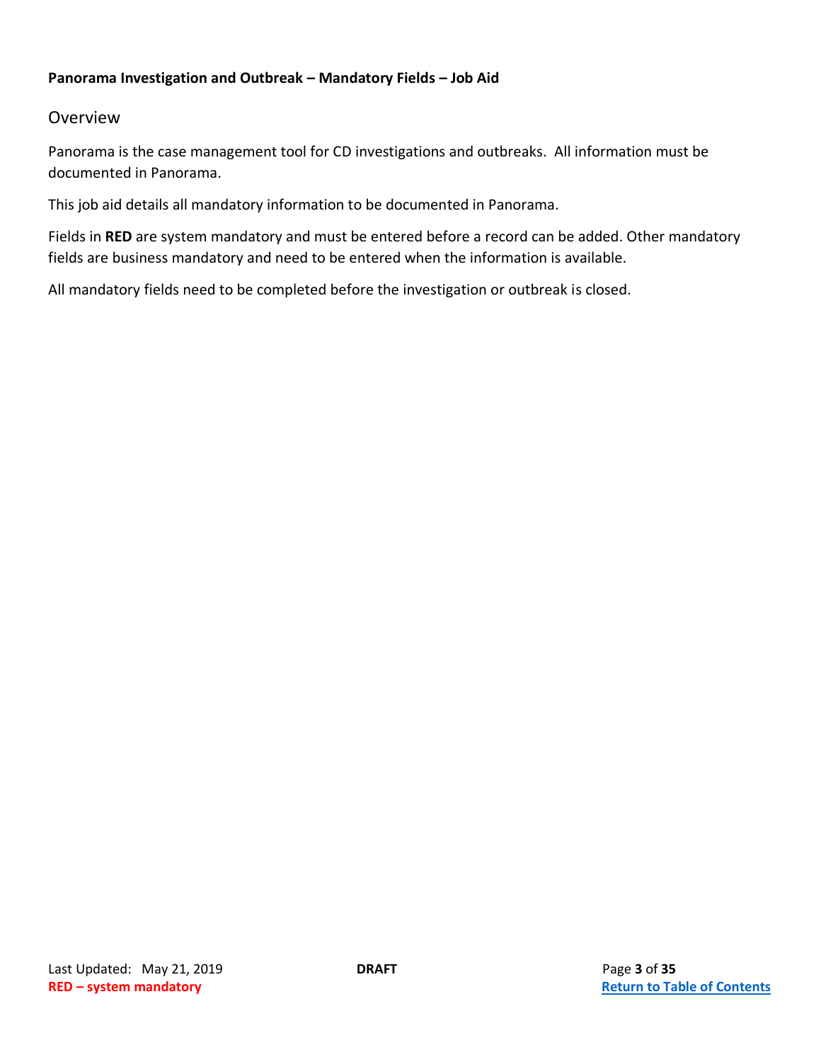**Panorama Investigation and Outbreak – Mandatory Fields – Job Aid**

## Overview

Panorama is the case management tool for CD investigations and outbreaks. All information must be documented in Panorama.

This job aid details all mandatory information to be documented in Panorama.

Fields in **RED** are system mandatory and must be entered before a record can be added. Other mandatory fields are business mandatory and need to be entered when the information is available.

All mandatory fields need to be completed before the investigation or outbreak is closed.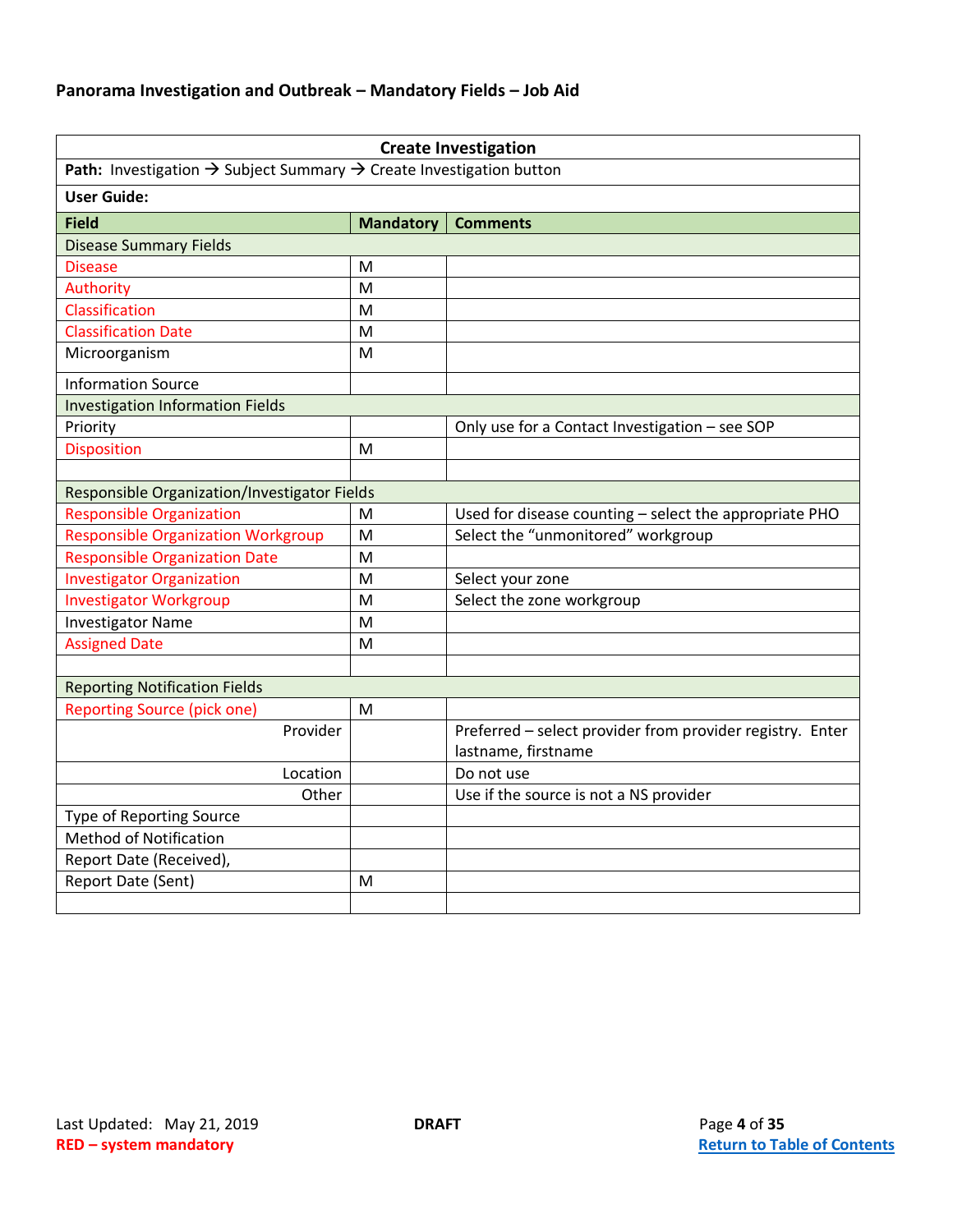**Panorama Investigation and Outbreak – Mandatory Fields – Job Aid**

| **Create Investigation** | | |
|---|---|---|
| **Path:** Investigation → Subject Summary → Create Investigation button | | |
| **User Guide:** | | |
| **Field** | **Mandatory** | **Comments** |
| Disease Summary Fields | | |
| Disease | M | |
| Authority | M | |
| Classification | M | |
| Classification Date | M | |
| Microorganism | M | |
| Information Source | | |
| Investigation Information Fields | | |
| Priority | | Only use for a Contact Investigation – see SOP |
| Disposition | M | |
| | | |
| Responsible Organization/Investigator Fields | | |
| Responsible Organization | M | Used for disease counting – select the appropriate PHO |
| Responsible Organization Workgroup | M | Select the "unmonitored" workgroup |
| Responsible Organization Date | M | |
| Investigator Organization | M | Select your zone |
| Investigator Workgroup | M | Select the zone workgroup |
| Investigator Name | M | |
| Assigned Date | M | |
| | | |
| Reporting Notification Fields | | |
| Reporting Source (pick one) | M | |
| Provider | | Preferred – select provider from provider registry. Enter lastname, firstname |
| Location | | Do not use |
| Other | | Use if the source is not a NS provider |
| Type of Reporting Source | | |
| Method of Notification | | |
| Report Date (Received), | | |
| Report Date (Sent) | M | |
| | | |

Last Updated: May 21, 2019 **DRAFT**

**RED – system mandatory**

Return to Table of Contents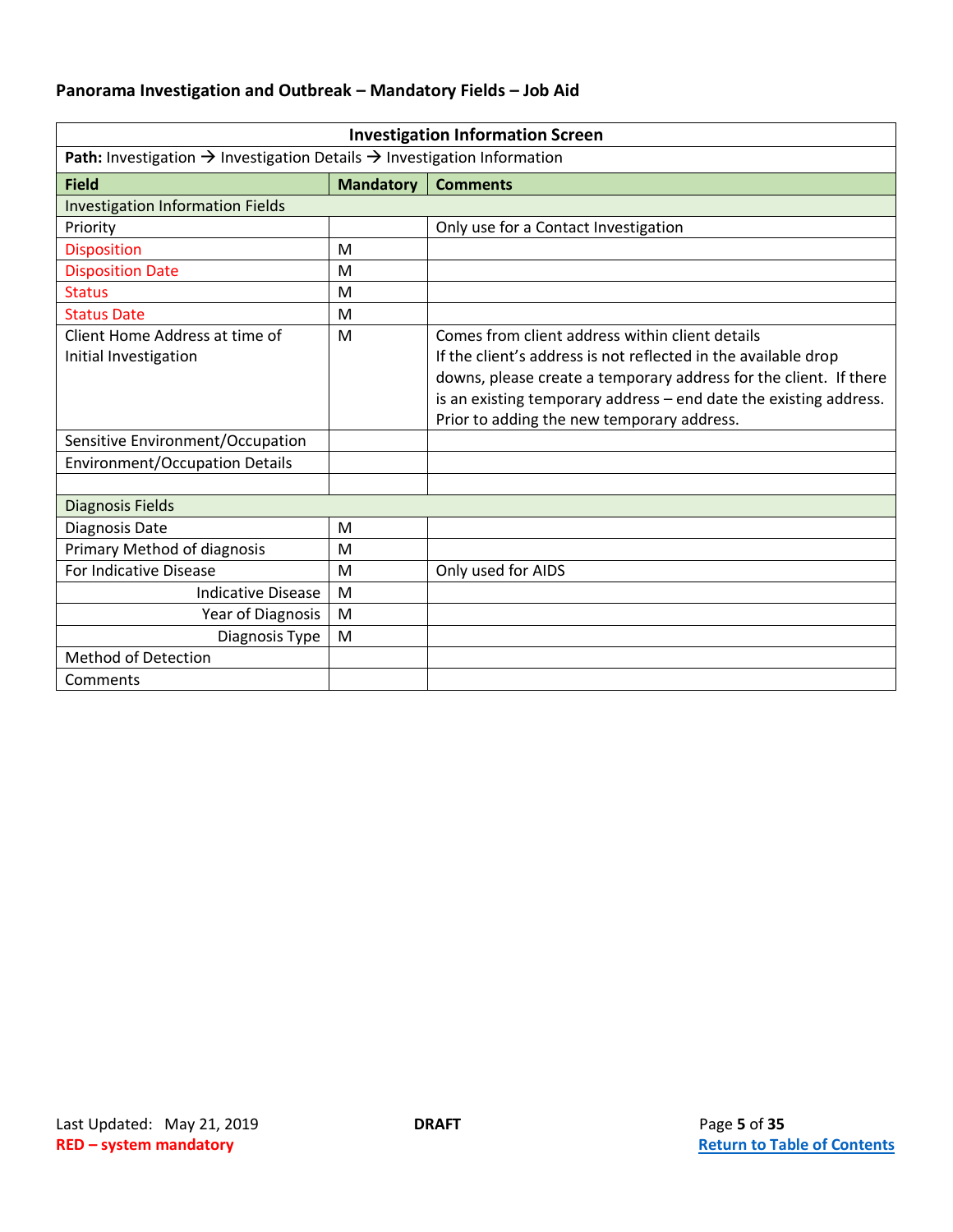**Panorama Investigation and Outbreak – Mandatory Fields – Job Aid**

| Investigation Information Screen | | |
|---|---|---|
| **Path:** Investigation → Investigation Details → Investigation Information | | |
| **Field** | **Mandatory** | **Comments** |
| Investigation Information Fields | | |
| Priority | | Only use for a Contact Investigation |
| Disposition | M | |
| Disposition Date | M | |
| Status | M | |
| Status Date | M | |
| Client Home Address at time of Initial Investigation | M | Comes from client address within client details<br>If the client's address is not reflected in the available drop downs, please create a temporary address for the client. If there is an existing temporary address – end date the existing address. Prior to adding the new temporary address. |
| Sensitive Environment/Occupation | | |
| Environment/Occupation Details | | |
| | | |
| Diagnosis Fields | | |
| Diagnosis Date | M | |
| Primary Method of diagnosis | M | |
| For Indicative Disease | M | Only used for AIDS |
| Indicative Disease | M | |
| Year of Diagnosis | M | |
| Diagnosis Type | M | |
| Method of Detection | | |
| Comments | | |

Last Updated: May 21, 2019 — **DRAFT**

**RED – system mandatory**

[Return to Table of Contents]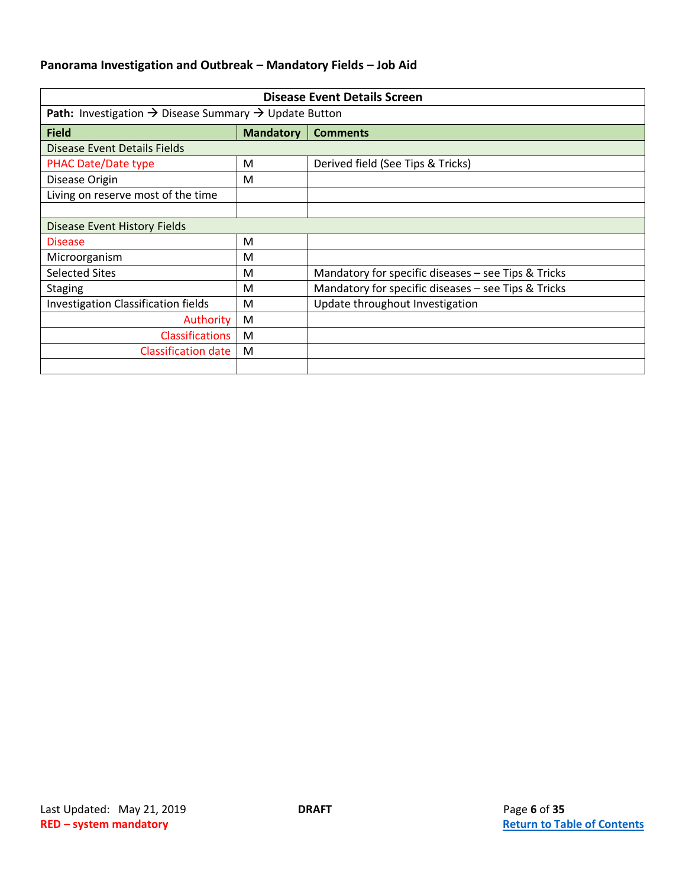## Panorama Investigation and Outbreak – Mandatory Fields – Job Aid

| Disease Event Details Screen | | |
|---|---|---|
| **Path:** Investigation → Disease Summary → Update Button | | |
| **Field** | **Mandatory** | **Comments** |
| Disease Event Details Fields | | |
| PHAC Date/Date type | M | Derived field (See Tips & Tricks) |
| Disease Origin | M | |
| Living on reserve most of the time | | |
| | | |
| Disease Event History Fields | | |
| Disease | M | |
| Microorganism | M | |
| Selected Sites | M | Mandatory for specific diseases – see Tips & Tricks |
| Staging | M | Mandatory for specific diseases – see Tips & Tricks |
| Investigation Classification fields | M | Update throughout Investigation |
| Authority | M | |
| Classifications | M | |
| Classification date | M | |
| | | |

Last Updated: May 21, 2019 **DRAFT**

**RED – system mandatory**

**Return to Table of Contents**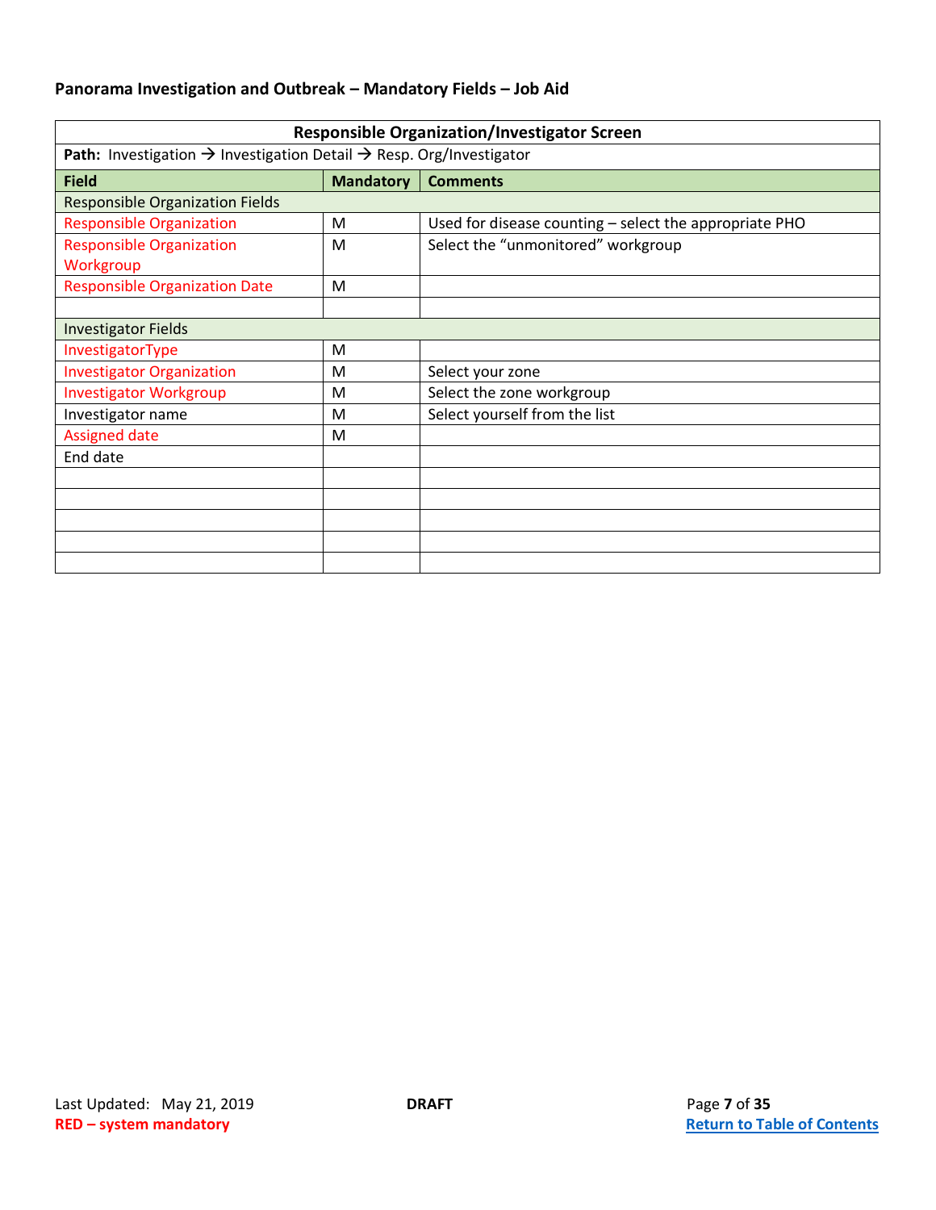**Panorama Investigation and Outbreak – Mandatory Fields – Job Aid**

| Responsible Organization/Investigator Screen | | |
|---|---|---|
| **Path:** Investigation → Investigation Detail → Resp. Org/Investigator | | |
| **Field** | **Mandatory** | **Comments** |
| Responsible Organization Fields | | |
| Responsible Organization | M | Used for disease counting – select the appropriate PHO |
| Responsible Organization Workgroup | M | Select the "unmonitored" workgroup |
| Responsible Organization Date | M | |
| | | |
| Investigator Fields | | |
| InvestigatorType | M | |
| Investigator Organization | M | Select your zone |
| Investigator Workgroup | M | Select the zone workgroup |
| Investigator name | M | Select yourself from the list |
| Assigned date | M | |
| End date | | |
| | | |
| | | |
| | | |
| | | |
| | | |

Last Updated: May 21, 2019 — DRAFT

**RED – system mandatory**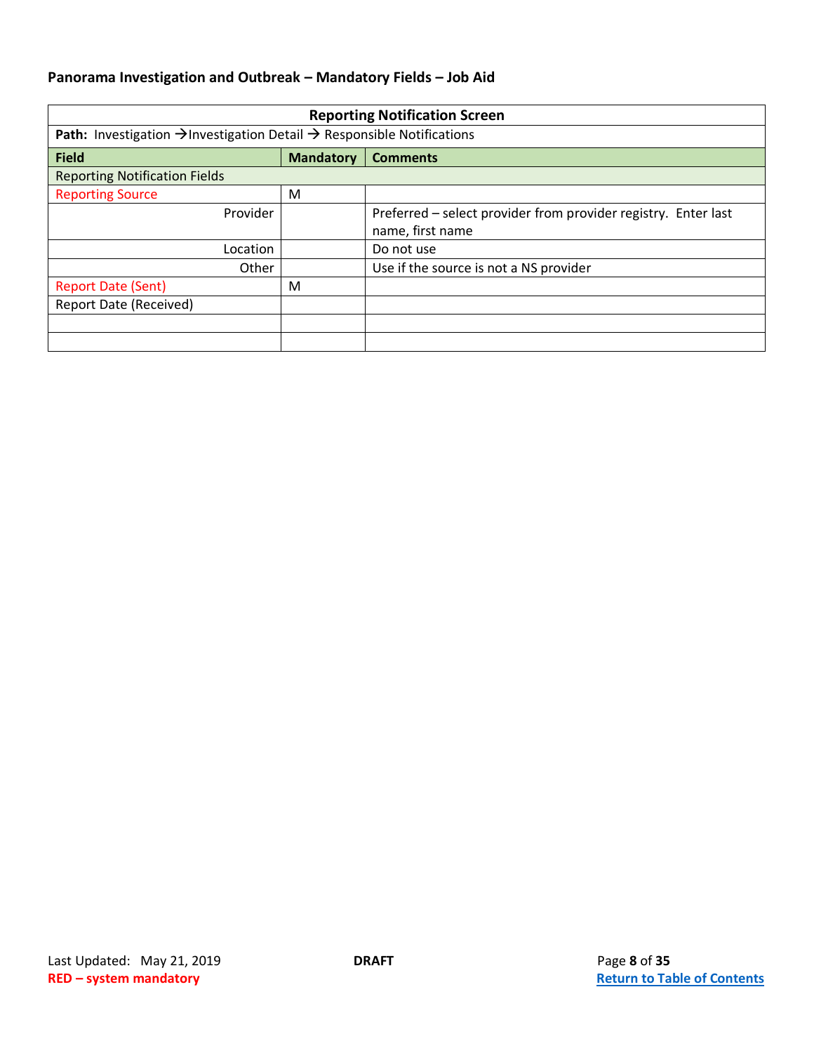**Panorama Investigation and Outbreak – Mandatory Fields – Job Aid**

| Reporting Notification Screen | | |
|---|---|---|
| **Path:** Investigation →Investigation Detail → Responsible Notifications | | |
| **Field** | **Mandatory** | **Comments** |
| Reporting Notification Fields | | |
| Reporting Source | M | |
| Provider | | Preferred – select provider from provider registry. Enter last name, first name |
| Location | | Do not use |
| Other | | Use if the source is not a NS provider |
| Report Date (Sent) | M | |
| Report Date (Received) | | |
| | | |
| | | |

Last Updated: May 21, 2019 **DRAFT**

**RED – system mandatory**

**Return to Table of Contents**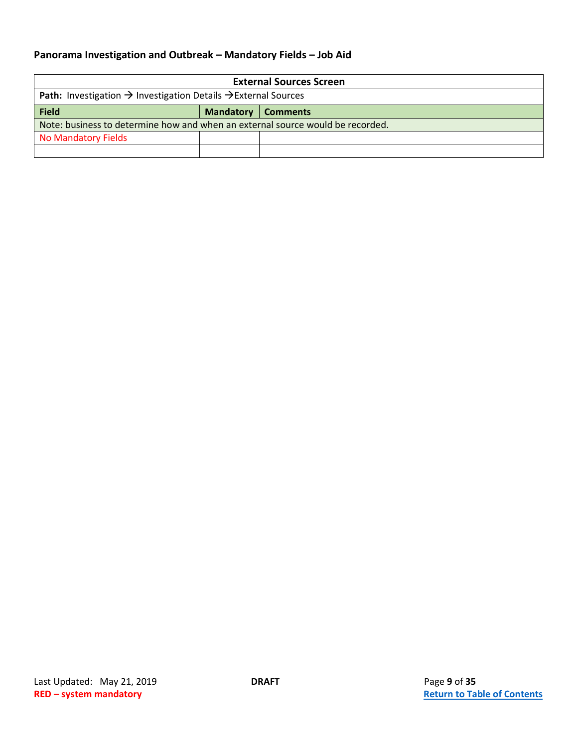**Panorama Investigation and Outbreak – Mandatory Fields – Job Aid**

| External Sources Screen | | |
|---|---|---|
| **Path:** Investigation → Investigation Details →External Sources | | |
| **Field** | **Mandatory** | **Comments** |
| Note: business to determine how and when an external source would be recorded. | | |
| No Mandatory Fields | | |
| | | |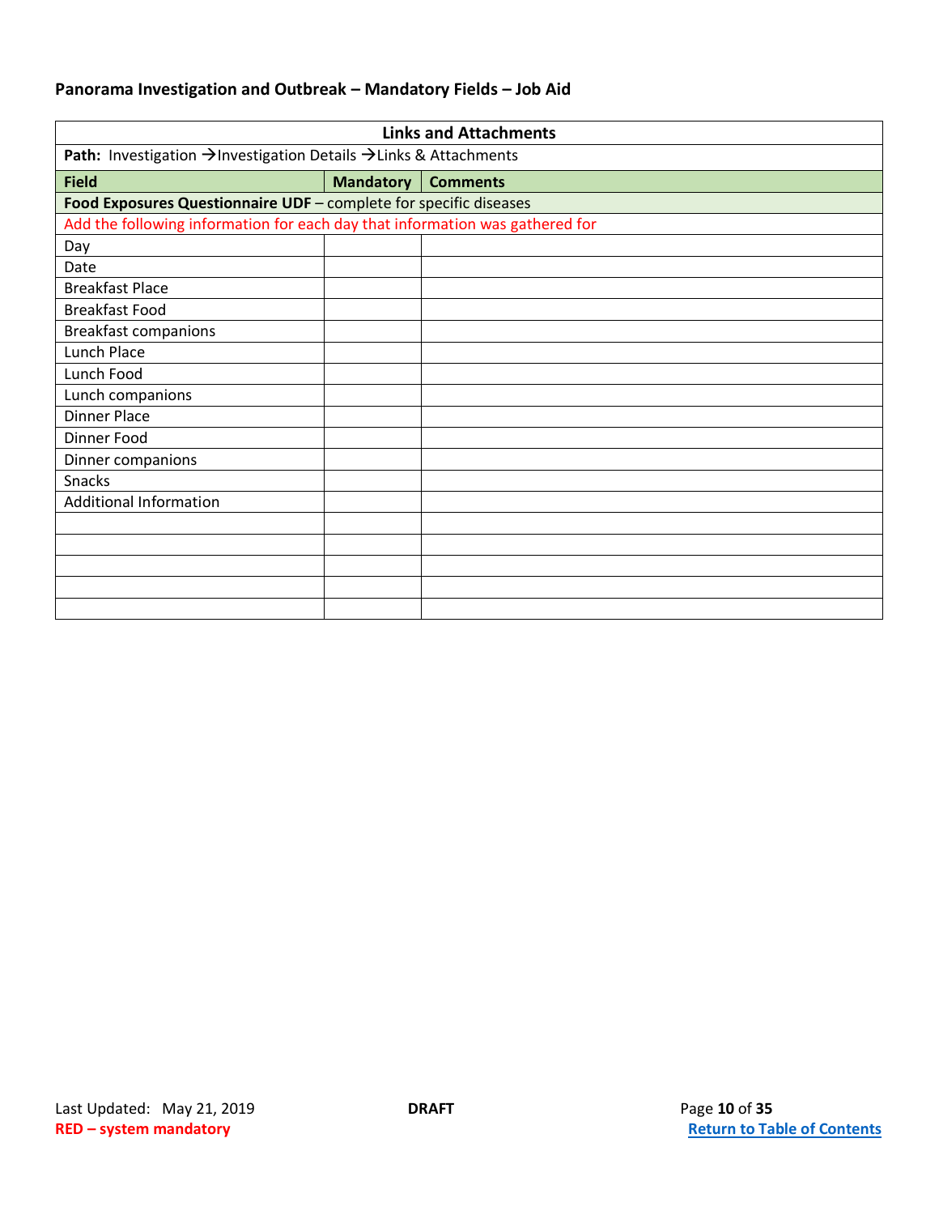**Panorama Investigation and Outbreak – Mandatory Fields – Job Aid**

| Links and Attachments | | |
|---|---|---|
| **Path:** Investigation → Investigation Details → Links & Attachments | | |
| **Field** | **Mandatory** | **Comments** |
| **Food Exposures Questionnaire UDF** – complete for specific diseases | | |
| Add the following information for each day that information was gathered for | | |
| Day | | |
| Date | | |
| Breakfast Place | | |
| Breakfast Food | | |
| Breakfast companions | | |
| Lunch Place | | |
| Lunch Food | | |
| Lunch companions | | |
| Dinner Place | | |
| Dinner Food | | |
| Dinner companions | | |
| Snacks | | |
| Additional Information | | |
| | | |
| | | |
| | | |
| | | |
| | | |

Last Updated: May 21, 2019 **DRAFT**

**RED – system mandatory**

[Return to Table of Contents]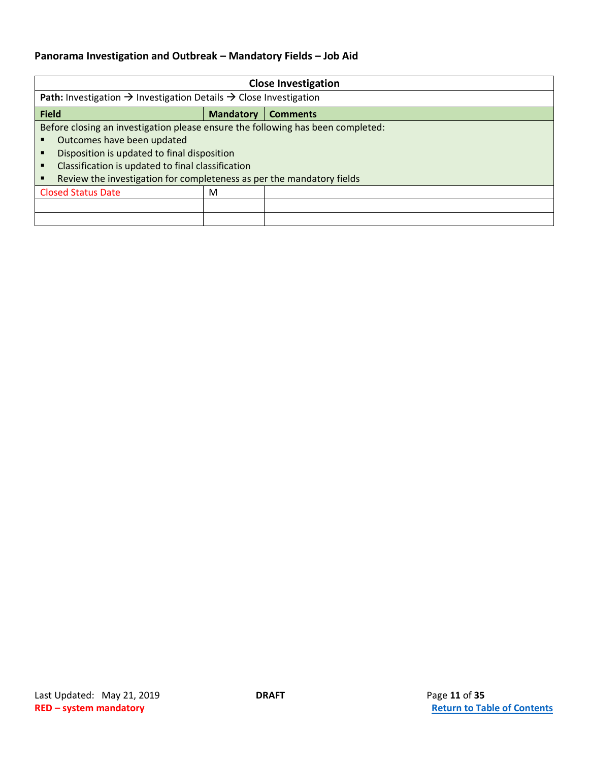**Panorama Investigation and Outbreak – Mandatory Fields – Job Aid**

| Close Investigation | | |
|---|---|---|
| **Path:** Investigation → Investigation Details → Close Investigation | | |
| **Field** | **Mandatory** | **Comments** |
| Before closing an investigation please ensure the following has been completed:<br>▪ Outcomes have been updated<br>▪ Disposition is updated to final disposition<br>▪ Classification is updated to final classification<br>▪ Review the investigation for completeness as per the mandatory fields | | |
| Closed Status Date | M | |
| | | |
| | | |

**RED – system mandatory**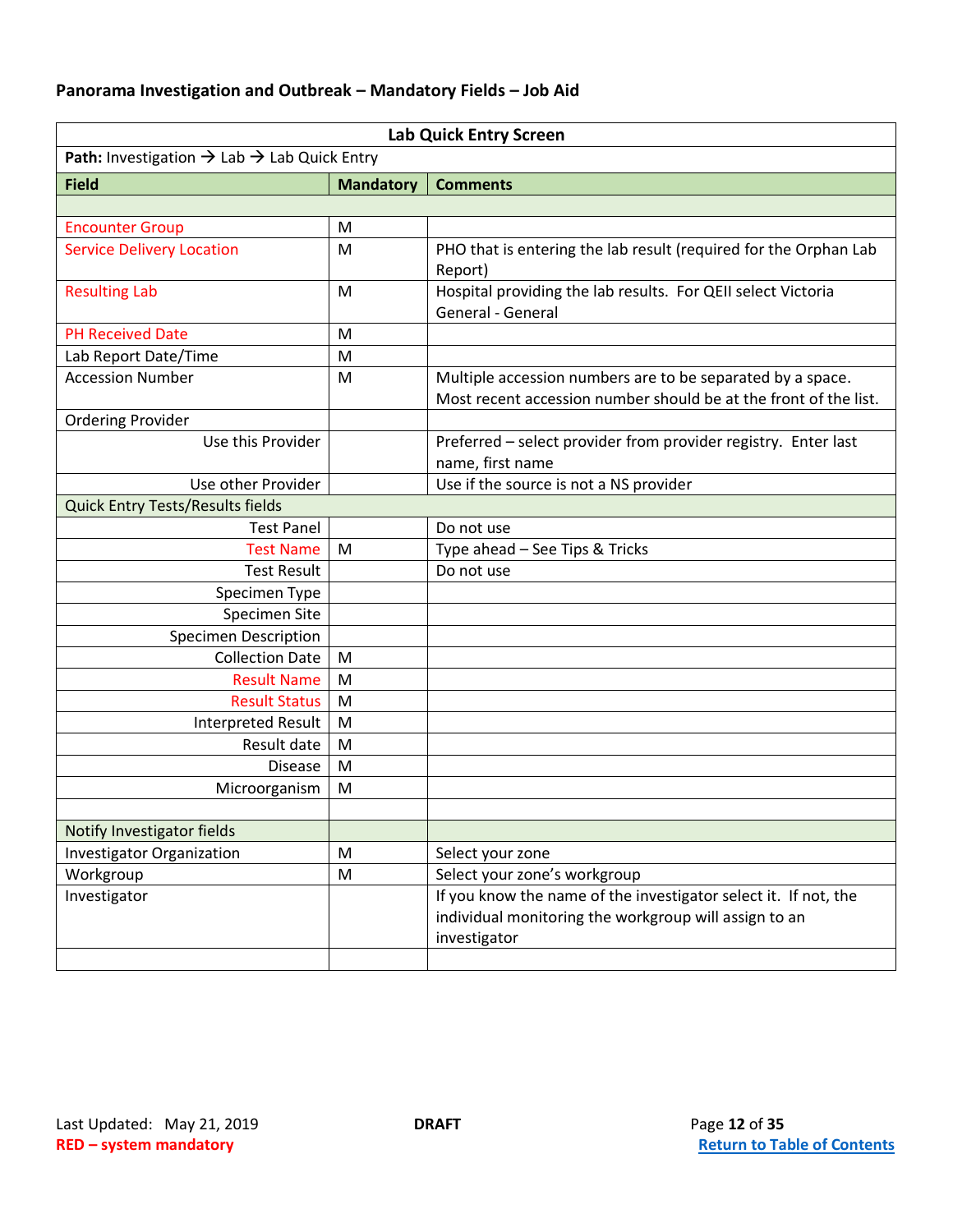**Panorama Investigation and Outbreak – Mandatory Fields – Job Aid**

| Lab Quick Entry Screen | | |
|---|---|---|
| **Path:** Investigation → Lab → Lab Quick Entry | | |
| **Field** | **Mandatory** | **Comments** |
| | | |
| Encounter Group | M | |
| Service Delivery Location | M | PHO that is entering the lab result (required for the Orphan Lab Report) |
| Resulting Lab | M | Hospital providing the lab results. For QEII select Victoria General - General |
| PH Received Date | M | |
| Lab Report Date/Time | M | |
| Accession Number | M | Multiple accession numbers are to be separated by a space. Most recent accession number should be at the front of the list. |
| Ordering Provider | | |
| Use this Provider | | Preferred – select provider from provider registry. Enter last name, first name |
| Use other Provider | | Use if the source is not a NS provider |
| Quick Entry Tests/Results fields | | |
| Test Panel | | Do not use |
| Test Name | M | Type ahead – See Tips & Tricks |
| Test Result | | Do not use |
| Specimen Type | | |
| Specimen Site | | |
| Specimen Description | | |
| Collection Date | M | |
| Result Name | M | |
| Result Status | M | |
| Interpreted Result | M | |
| Result date | M | |
| Disease | M | |
| Microorganism | M | |
| | | |
| Notify Investigator fields | | |
| Investigator Organization | M | Select your zone |
| Workgroup | M | Select your zone's workgroup |
| Investigator | | If you know the name of the investigator select it. If not, the individual monitoring the workgroup will assign to an investigator |
| | | |

Last Updated: May 21, 2019 | **DRAFT**

**RED – system mandatory**

**Return to Table of Contents**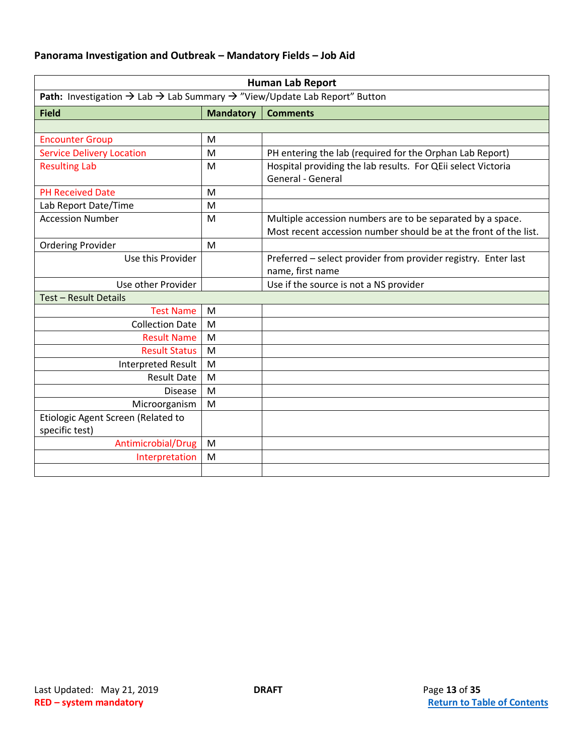**Panorama Investigation and Outbreak – Mandatory Fields – Job Aid**

| Human Lab Report | | |
|---|---|---|
| **Path:** Investigation → Lab → Lab Summary → "View/Update Lab Report" Button | | |
| **Field** | **Mandatory** | **Comments** |
| | | |
| Encounter Group | M | |
| Service Delivery Location | M | PH entering the lab (required for the Orphan Lab Report) |
| Resulting Lab | M | Hospital providing the lab results. For QEii select Victoria General - General |
| PH Received Date | M | |
| Lab Report Date/Time | M | |
| Accession Number | M | Multiple accession numbers are to be separated by a space. Most recent accession number should be at the front of the list. |
| Ordering Provider | M | |
| Use this Provider | | Preferred – select provider from provider registry. Enter last name, first name |
| Use other Provider | | Use if the source is not a NS provider |
| Test – Result Details | | |
| Test Name | M | |
| Collection Date | M | |
| Result Name | M | |
| Result Status | M | |
| Interpreted Result | M | |
| Result Date | M | |
| Disease | M | |
| Microorganism | M | |
| Etiologic Agent Screen (Related to specific test) | | |
| Antimicrobial/Drug | M | |
| Interpretation | M | |
| | | |

Last Updated: May 21, 2019 **DRAFT**

**RED – system mandatory**

**Return to Table of Contents**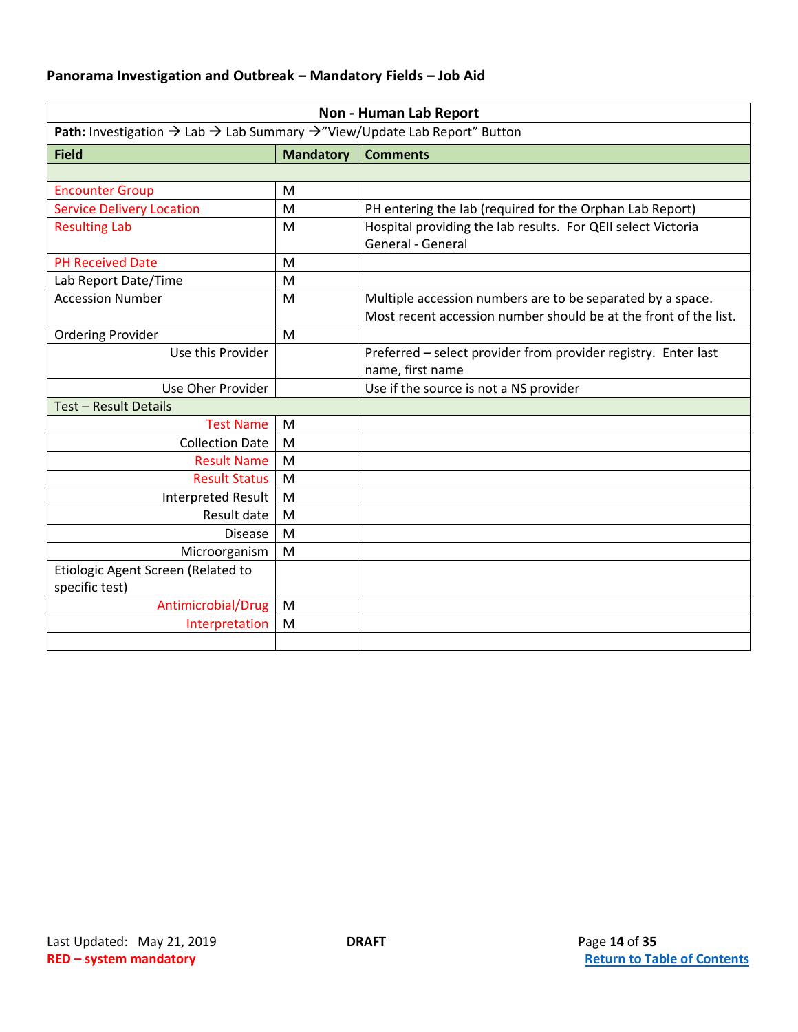**Panorama Investigation and Outbreak – Mandatory Fields – Job Aid**

| Non - Human Lab Report | | |
|---|---|---|
| **Path:** Investigation → Lab → Lab Summary →"View/Update Lab Report" Button | | |
| **Field** | **Mandatory** | **Comments** |
| | | |
| Encounter Group | M | |
| Service Delivery Location | M | PH entering the lab (required for the Orphan Lab Report) |
| Resulting Lab | M | Hospital providing the lab results. For QEII select Victoria General - General |
| PH Received Date | M | |
| Lab Report Date/Time | M | |
| Accession Number | M | Multiple accession numbers are to be separated by a space. Most recent accession number should be at the front of the list. |
| Ordering Provider | M | |
| Use this Provider | | Preferred – select provider from provider registry. Enter last name, first name |
| Use Oher Provider | | Use if the source is not a NS provider |
| Test – Result Details | | |
| Test Name | M | |
| Collection Date | M | |
| Result Name | M | |
| Result Status | M | |
| Interpreted Result | M | |
| Result date | M | |
| Disease | M | |
| Microorganism | M | |
| Etiologic Agent Screen (Related to specific test) | | |
| Antimicrobial/Drug | M | |
| Interpretation | M | |
| | | |

Last Updated: May 21, 2019

**DRAFT**

**RED – system mandatory**

**Return to Table of Contents**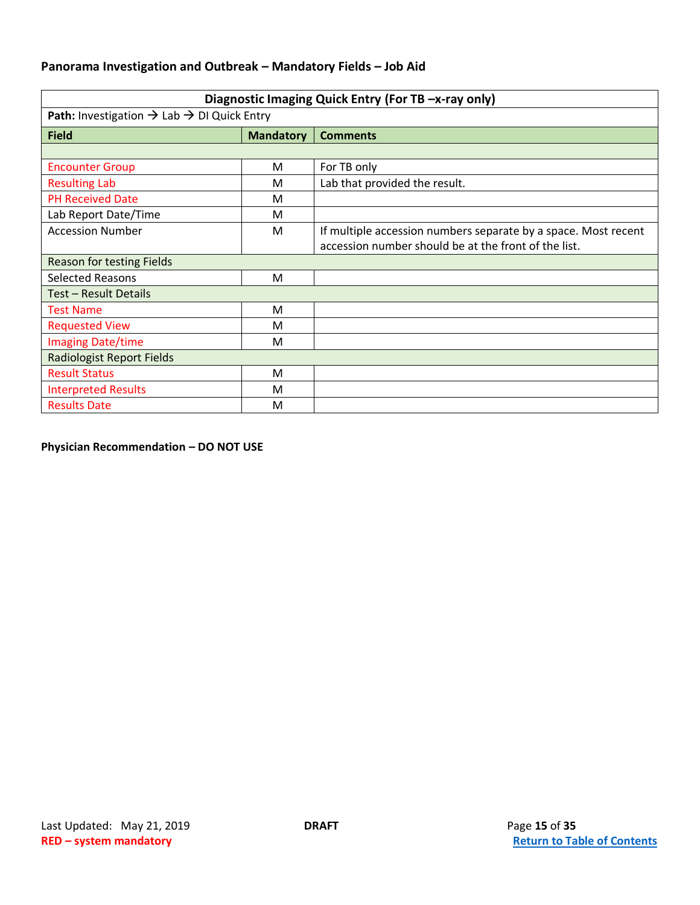**Panorama Investigation and Outbreak – Mandatory Fields – Job Aid**

| Diagnostic Imaging Quick Entry (For TB –x-ray only) | | |
|---|---|---|
| **Path:** Investigation → Lab → DI Quick Entry | | |
| **Field** | **Mandatory** | **Comments** |
| | | |
| Encounter Group | M | For TB only |
| Resulting Lab | M | Lab that provided the result. |
| PH Received Date | M | |
| Lab Report Date/Time | M | |
| Accession Number | M | If multiple accession numbers separate by a space. Most recent accession number should be at the front of the list. |
| Reason for testing Fields | | |
| Selected Reasons | M | |
| Test – Result Details | | |
| Test Name | M | |
| Requested View | M | |
| Imaging Date/time | M | |
| Radiologist Report Fields | | |
| Result Status | M | |
| Interpreted Results | M | |
| Results Date | M | |

**Physician Recommendation – DO NOT USE**

Last Updated: May 21, 2019 **DRAFT**

**RED – system mandatory**

**Return to Table of Contents**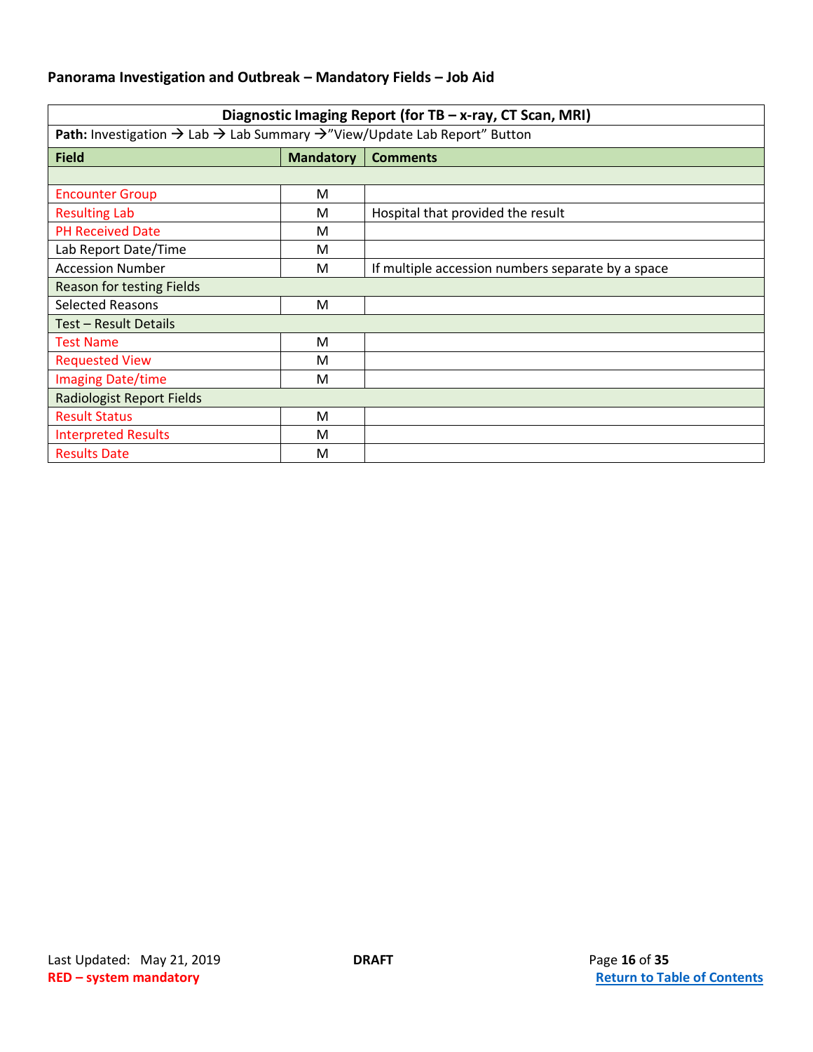**Panorama Investigation and Outbreak – Mandatory Fields – Job Aid**

| Diagnostic Imaging Report (for TB – x-ray, CT Scan, MRI) | | |
|---|---|---|
| **Path:** Investigation → Lab → Lab Summary →"View/Update Lab Report" Button | | |
| **Field** | **Mandatory** | **Comments** |
| | | |
| Encounter Group | M | |
| Resulting Lab | M | Hospital that provided the result |
| PH Received Date | M | |
| Lab Report Date/Time | M | |
| Accession Number | M | If multiple accession numbers separate by a space |
| Reason for testing Fields | | |
| Selected Reasons | M | |
| Test – Result Details | | |
| Test Name | M | |
| Requested View | M | |
| Imaging Date/time | M | |
| Radiologist Report Fields | | |
| Result Status | M | |
| Interpreted Results | M | |
| Results Date | M | |

Last Updated: May 21, 2019 **DRAFT**

**RED – system mandatory**

**Return to Table of Contents**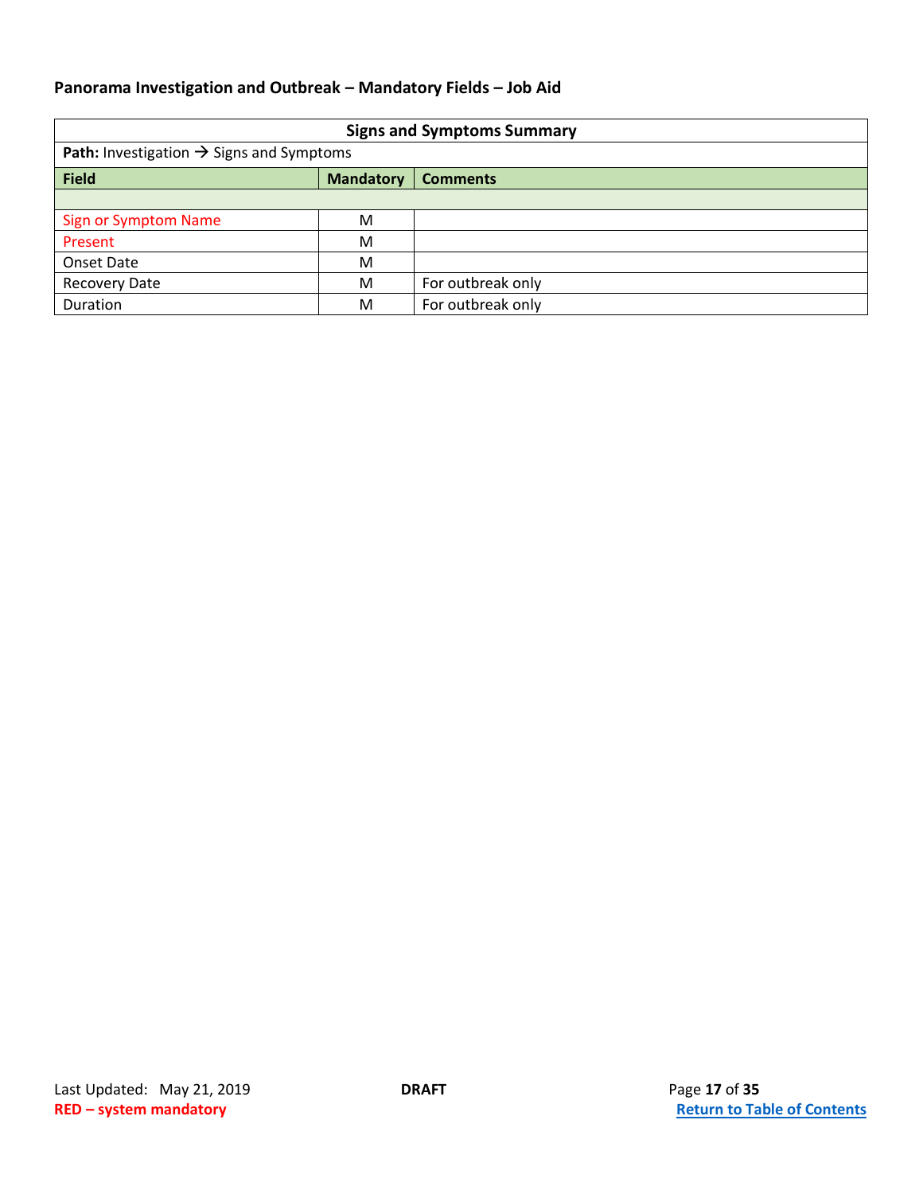**Panorama Investigation and Outbreak – Mandatory Fields – Job Aid**

| Signs and Symptoms Summary | | |
|---|---|---|
| **Path:** Investigation → Signs and Symptoms | | |
| **Field** | **Mandatory** | **Comments** |
| | | |
| Sign or Symptom Name | M | |
| Present | M | |
| Onset Date | M | |
| Recovery Date | M | For outbreak only |
| Duration | M | For outbreak only |

Last Updated: May 21, 2019

**DRAFT**

**RED – system mandatory**

**Return to Table of Contents**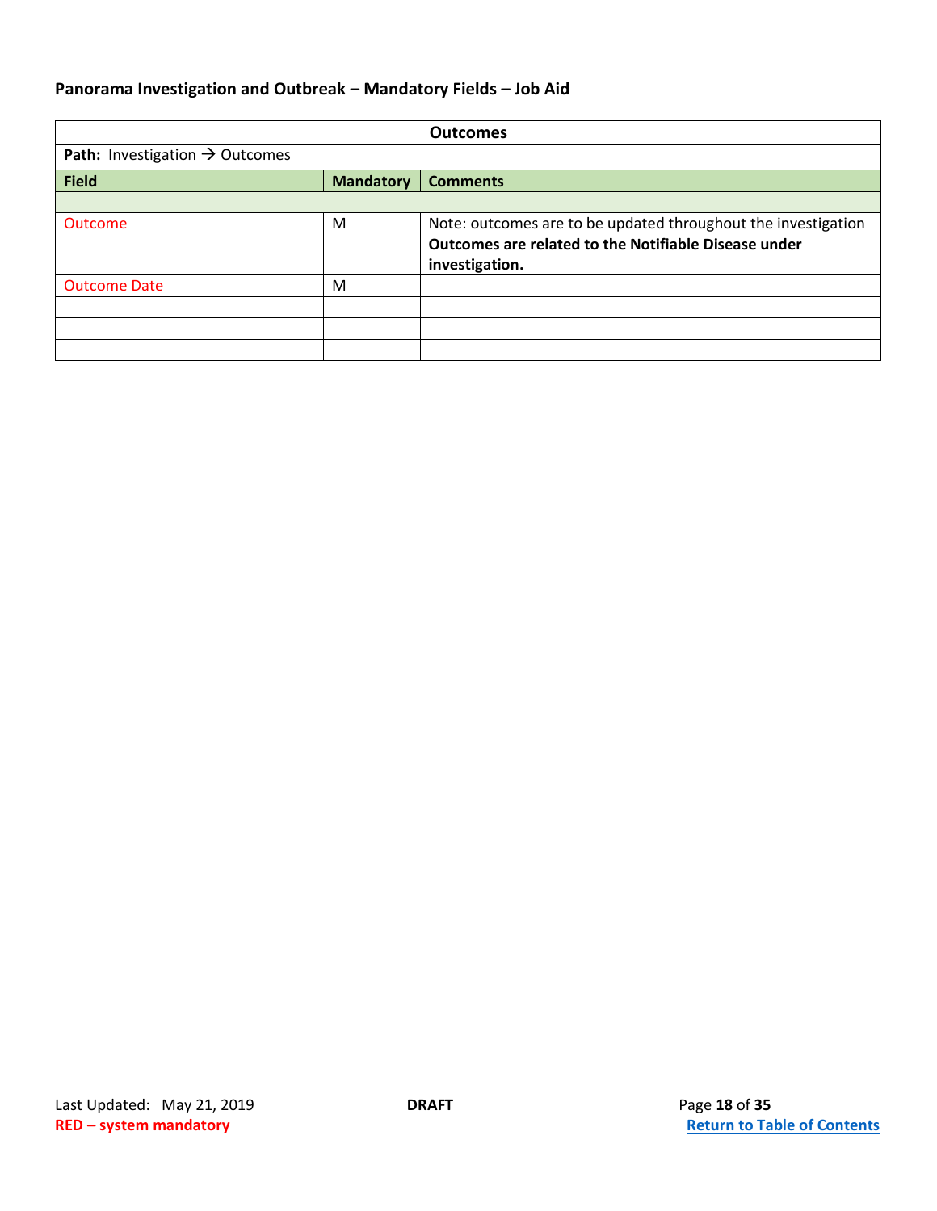**Panorama Investigation and Outbreak – Mandatory Fields – Job Aid**

| **Outcomes** | | |
|---|---|---|
| **Path:** Investigation → Outcomes | | |
| **Field** | **Mandatory** | **Comments** |
| | | |
| Outcome | M | Note: outcomes are to be updated throughout the investigation **Outcomes are related to the Notifiable Disease under investigation.** |
| Outcome Date | M | |
| | | |
| | | |
| | | |

Last Updated: May 21, 2019 **DRAFT**

**RED – system mandatory**

**Return to Table of Contents**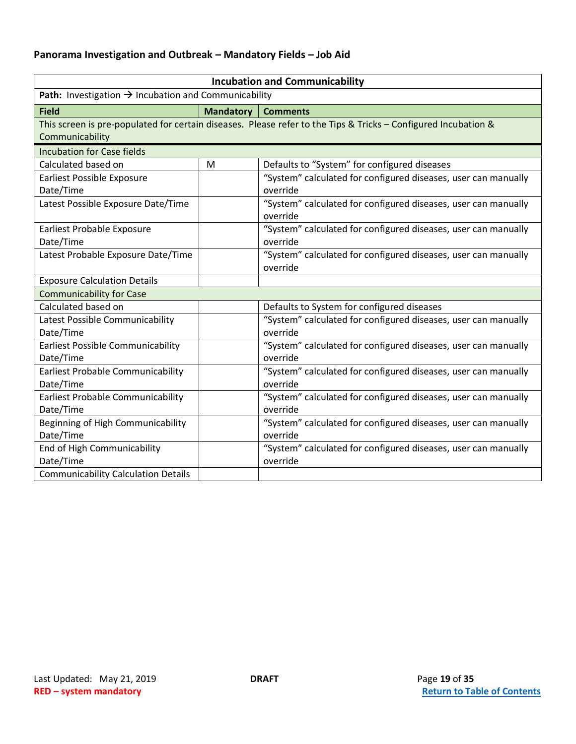**Panorama Investigation and Outbreak – Mandatory Fields – Job Aid**

| Incubation and Communicability | | |
|---|---|---|
| **Path:** Investigation → Incubation and Communicability | | |
| **Field** | **Mandatory** | **Comments** |
| This screen is pre-populated for certain diseases. Please refer to the Tips & Tricks – Configured Incubation & Communicability | | |
| Incubation for Case fields | | |
| Calculated based on | M | Defaults to "System" for configured diseases |
| Earliest Possible Exposure Date/Time | | "System" calculated for configured diseases, user can manually override |
| Latest Possible Exposure Date/Time | | "System" calculated for configured diseases, user can manually override |
| Earliest Probable Exposure Date/Time | | "System" calculated for configured diseases, user can manually override |
| Latest Probable Exposure Date/Time | | "System" calculated for configured diseases, user can manually override |
| Exposure Calculation Details | | |
| Communicability for Case | | |
| Calculated based on | | Defaults to System for configured diseases |
| Latest Possible Communicability Date/Time | | "System" calculated for configured diseases, user can manually override |
| Earliest Possible Communicability Date/Time | | "System" calculated for configured diseases, user can manually override |
| Earliest Probable Communicability Date/Time | | "System" calculated for configured diseases, user can manually override |
| Earliest Probable Communicability Date/Time | | "System" calculated for configured diseases, user can manually override |
| Beginning of High Communicability Date/Time | | "System" calculated for configured diseases, user can manually override |
| End of High Communicability Date/Time | | "System" calculated for configured diseases, user can manually override |
| Communicability Calculation Details | | |

Last Updated: May 21, 2019 **DRAFT**

**RED – system mandatory**

**Return to Table of Contents**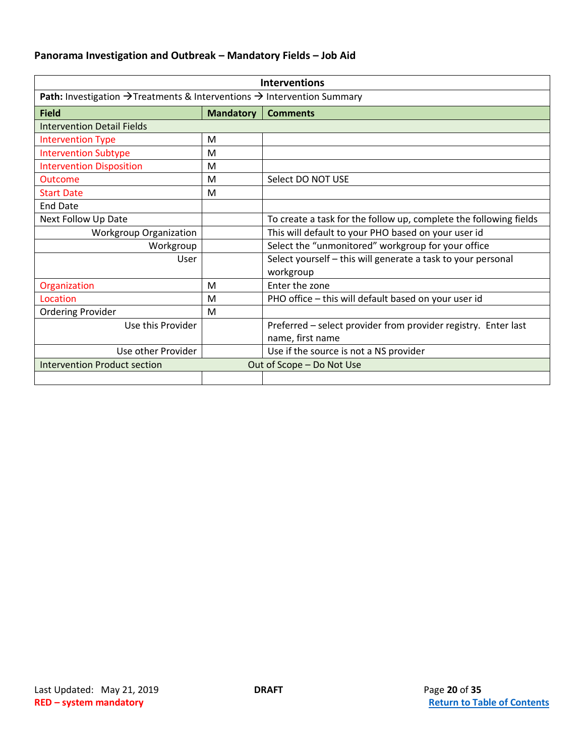**Panorama Investigation and Outbreak – Mandatory Fields – Job Aid**

| Interventions | | |
|---|---|---|
| **Path:** Investigation → Treatments & Interventions → Intervention Summary | | |
| **Field** | **Mandatory** | **Comments** |
| Intervention Detail Fields | | |
| Intervention Type | M | |
| Intervention Subtype | M | |
| Intervention Disposition | M | |
| Outcome | M | Select DO NOT USE |
| Start Date | M | |
| End Date | | |
| Next Follow Up Date | | To create a task for the follow up, complete the following fields |
| Workgroup Organization | | This will default to your PHO based on your user id |
| Workgroup | | Select the "unmonitored" workgroup for your office |
| User | | Select yourself – this will generate a task to your personal workgroup |
| Organization | M | Enter the zone |
| Location | M | PHO office – this will default based on your user id |
| Ordering Provider | M | |
| Use this Provider | | Preferred – select provider from provider registry. Enter last name, first name |
| Use other Provider | | Use if the source is not a NS provider |
| Intervention Product section | | Out of Scope – Do Not Use |
| | | |

Last Updated: May 21, 2019 — DRAFT

**RED – system mandatory**

Return to Table of Contents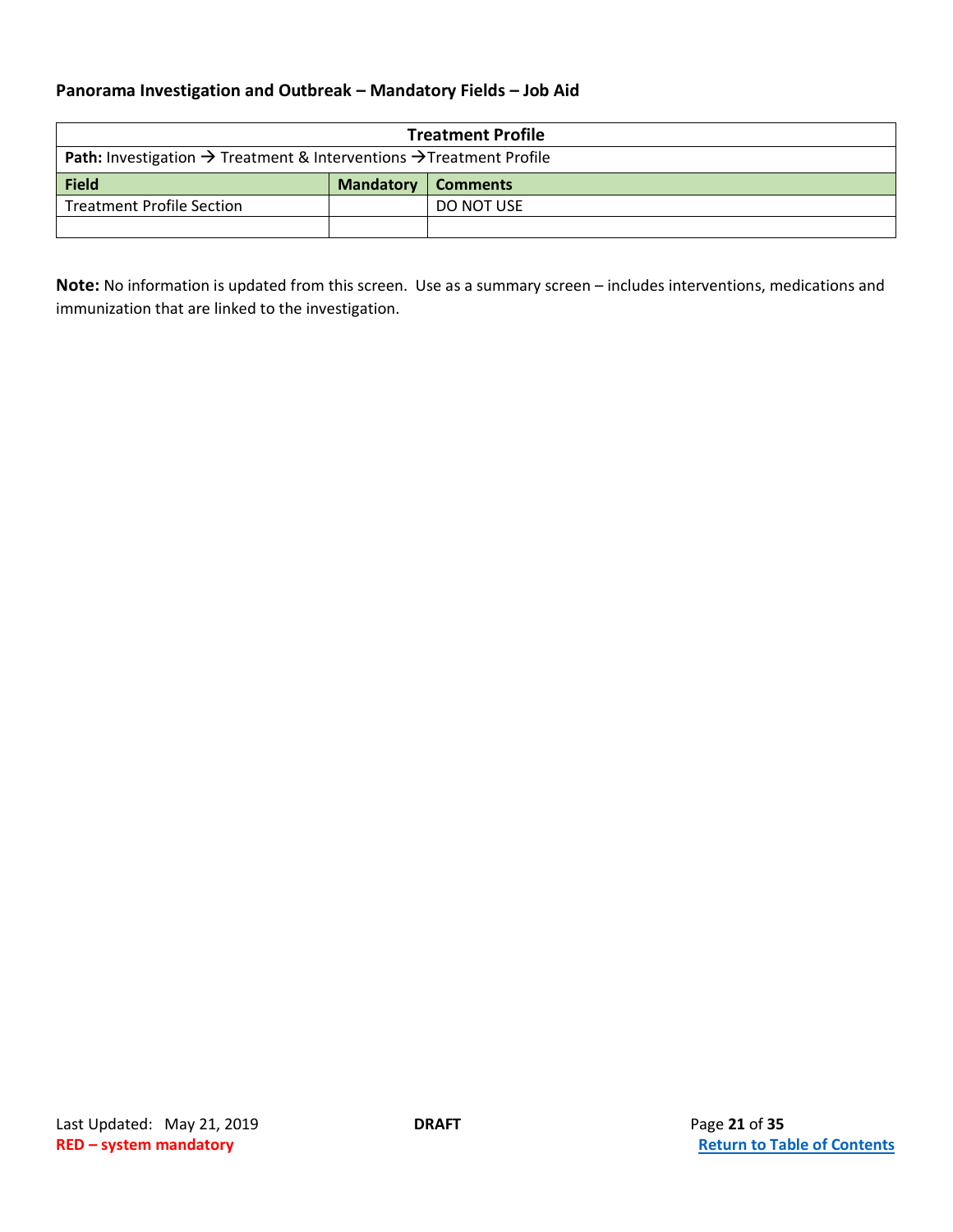**Panorama Investigation and Outbreak – Mandatory Fields – Job Aid**

| Treatment Profile | | |
|---|---|---|
| **Path:** Investigation → Treatment & Interventions →Treatment Profile | | |
| **Field** | **Mandatory** | **Comments** |
| Treatment Profile Section | | DO NOT USE |
| | | |

**Note:** No information is updated from this screen. Use as a summary screen – includes interventions, medications and immunization that are linked to the investigation.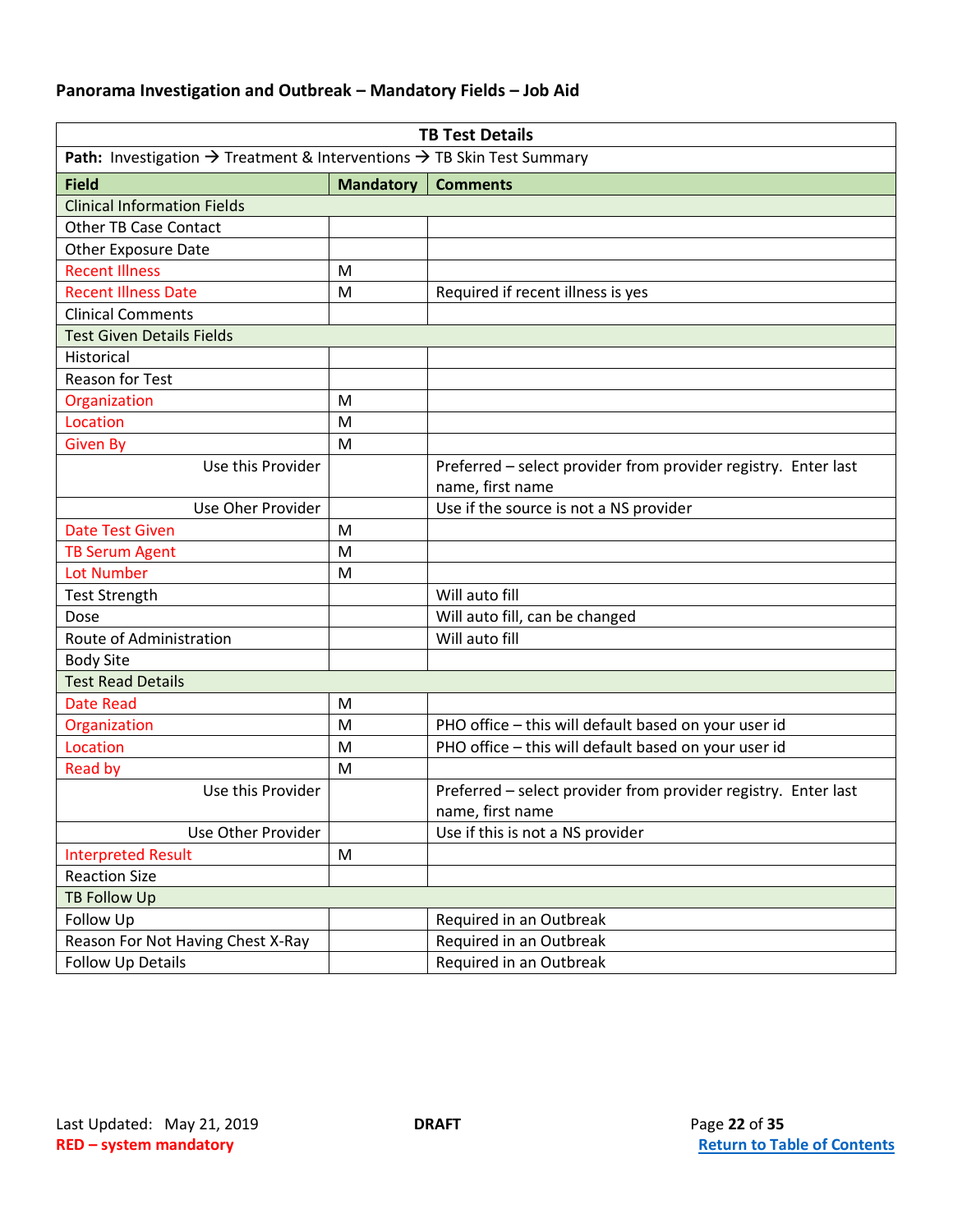**Panorama Investigation and Outbreak – Mandatory Fields – Job Aid**

| TB Test Details | | |
|---|---|---|
| **Path:** Investigation → Treatment & Interventions → TB Skin Test Summary | | |
| **Field** | **Mandatory** | **Comments** |
| Clinical Information Fields | | |
| Other TB Case Contact | | |
| Other Exposure Date | | |
| Recent Illness | M | |
| Recent Illness Date | M | Required if recent illness is yes |
| Clinical Comments | | |
| Test Given Details Fields | | |
| Historical | | |
| Reason for Test | | |
| Organization | M | |
| Location | M | |
| Given By | M | |
| Use this Provider | | Preferred – select provider from provider registry. Enter last name, first name |
| Use Oher Provider | | Use if the source is not a NS provider |
| Date Test Given | M | |
| TB Serum Agent | M | |
| Lot Number | M | |
| Test Strength | | Will auto fill |
| Dose | | Will auto fill, can be changed |
| Route of Administration | | Will auto fill |
| Body Site | | |
| Test Read Details | | |
| Date Read | M | |
| Organization | M | PHO office – this will default based on your user id |
| Location | M | PHO office – this will default based on your user id |
| Read by | M | |
| Use this Provider | | Preferred – select provider from provider registry. Enter last name, first name |
| Use Other Provider | | Use if this is not a NS provider |
| Interpreted Result | M | |
| Reaction Size | | |
| TB Follow Up | | |
| Follow Up | | Required in an Outbreak |
| Reason For Not Having Chest X-Ray | | Required in an Outbreak |
| Follow Up Details | | Required in an Outbreak |

Last Updated: May 21, 2019

**DRAFT**

**RED – system mandatory**

**Return to Table of Contents**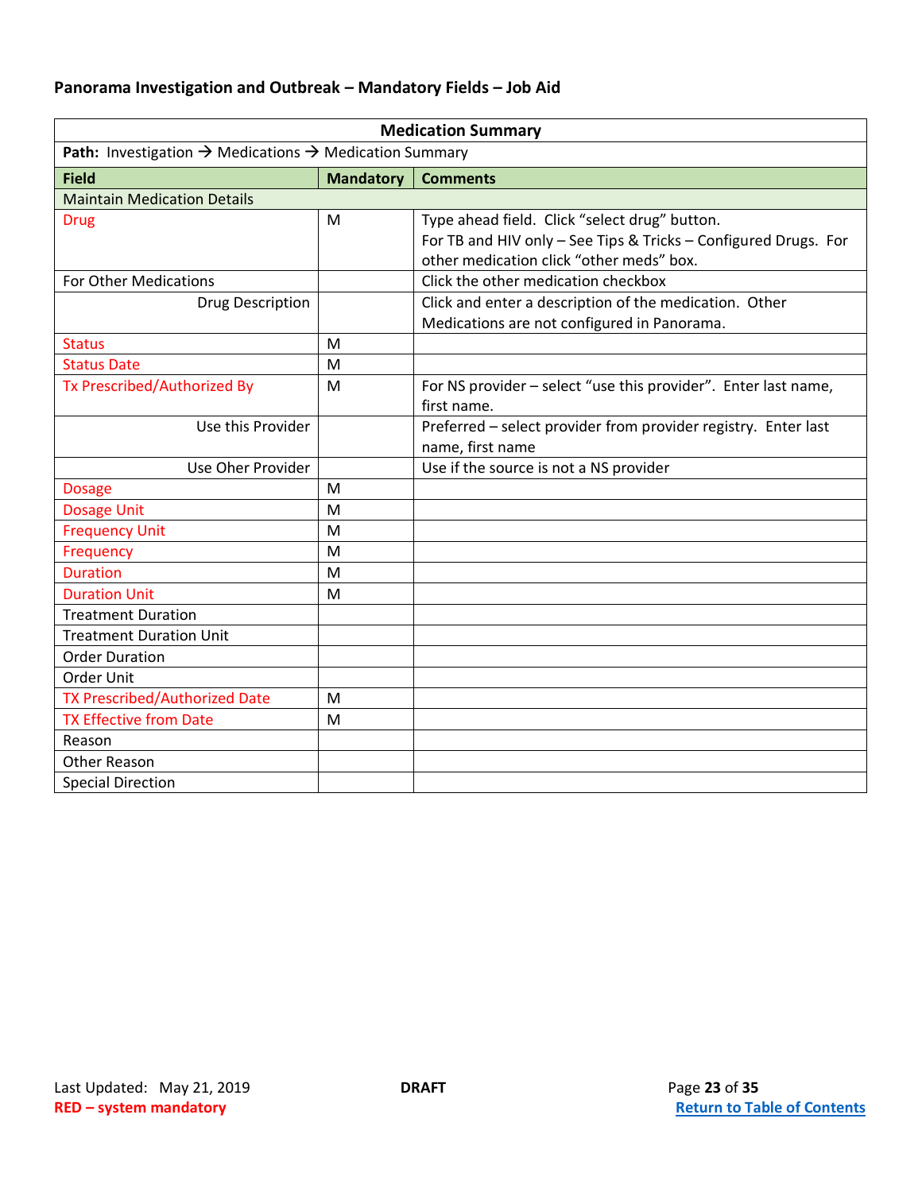**Panorama Investigation and Outbreak – Mandatory Fields – Job Aid**

| Medication Summary | | |
|---|---|---|
| **Path:** Investigation → Medications → Medication Summary | | |
| **Field** | **Mandatory** | **Comments** |
| Maintain Medication Details | | |
| Drug | M | Type ahead field. Click “select drug” button. For TB and HIV only – See Tips & Tricks – Configured Drugs. For other medication click “other meds” box. |
| For Other Medications | | Click the other medication checkbox |
| Drug Description | | Click and enter a description of the medication. Other Medications are not configured in Panorama. |
| Status | M | |
| Status Date | M | |
| Tx Prescribed/Authorized By | M | For NS provider – select “use this provider”. Enter last name, first name. |
| Use this Provider | | Preferred – select provider from provider registry. Enter last name, first name |
| Use Oher Provider | | Use if the source is not a NS provider |
| Dosage | M | |
| Dosage Unit | M | |
| Frequency Unit | M | |
| Frequency | M | |
| Duration | M | |
| Duration Unit | M | |
| Treatment Duration | | |
| Treatment Duration Unit | | |
| Order Duration | | |
| Order Unit | | |
| TX Prescribed/Authorized Date | M | |
| TX Effective from Date | M | |
| Reason | | |
| Other Reason | | |
| Special Direction | | |

Last Updated: May 21, 2019 **DRAFT**

**RED – system mandatory**

**Return to Table of Contents**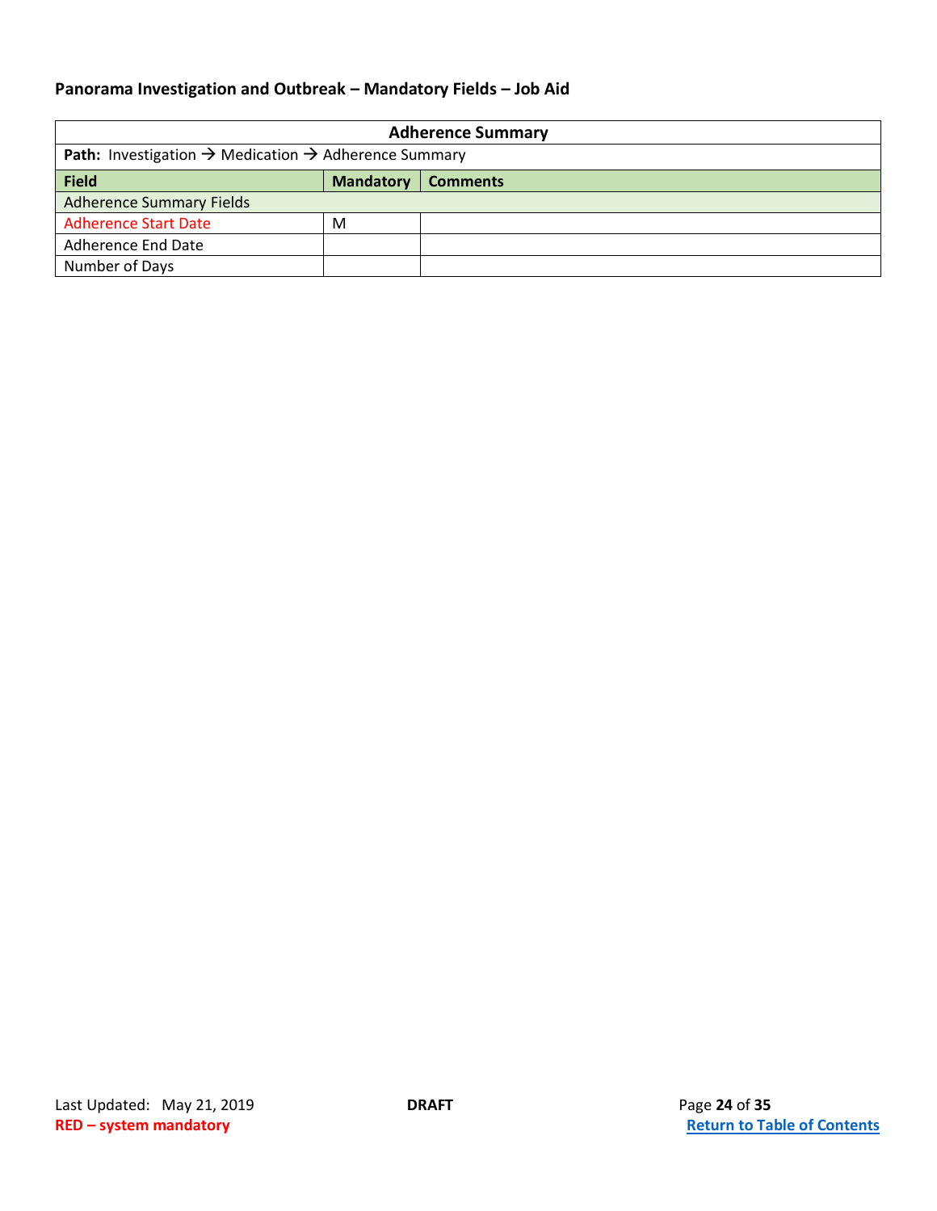| Adherence Summary | | |
|---|---|---|
| **Path:** Investigation → Medication → Adherence Summary | | |
| **Field** | **Mandatory** | **Comments** |
| Adherence Summary Fields | | |
| Adherence Start Date | M | |
| Adherence End Date | | |
| Number of Days | | |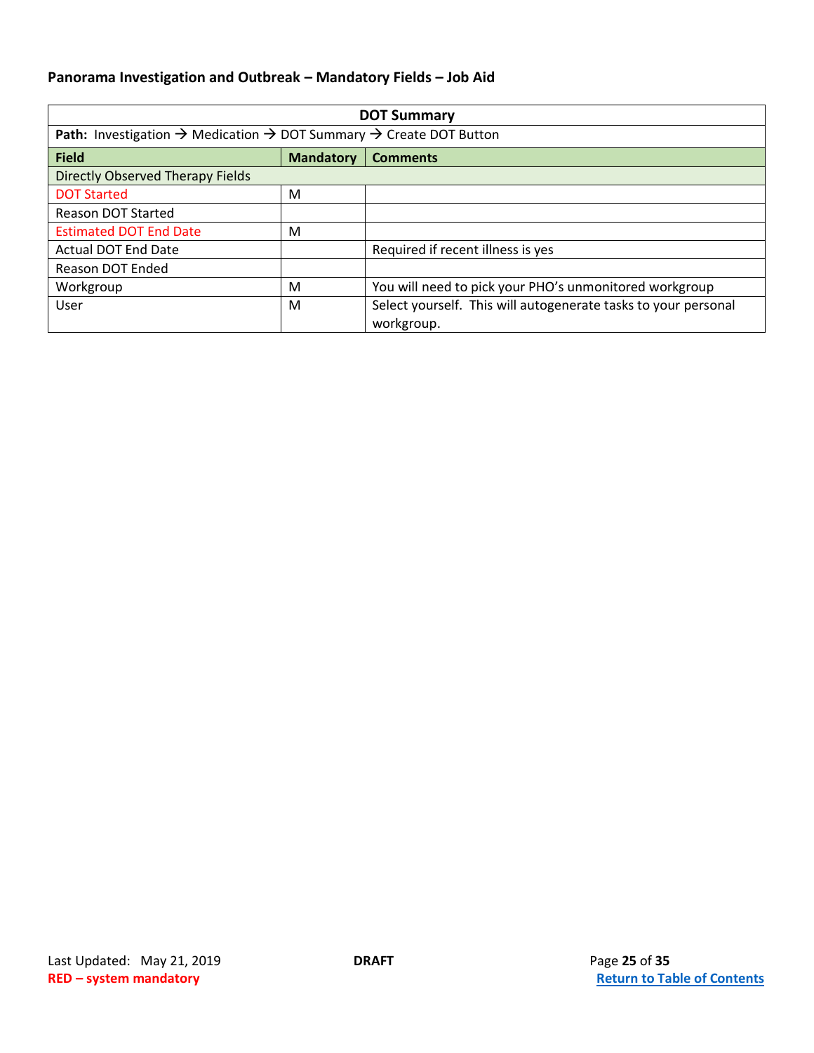**Panorama Investigation and Outbreak – Mandatory Fields – Job Aid**

| DOT Summary | | |
|---|---|---|
| **Path:** Investigation → Medication → DOT Summary → Create DOT Button | | |
| **Field** | **Mandatory** | **Comments** |
| Directly Observed Therapy Fields | | |
| DOT Started | M | |
| Reason DOT Started | | |
| Estimated DOT End Date | M | |
| Actual DOT End Date | | Required if recent illness is yes |
| Reason DOT Ended | | |
| Workgroup | M | You will need to pick your PHO's unmonitored workgroup |
| User | M | Select yourself. This will autogenerate tasks to your personal workgroup. |

Last Updated: May 21, 2019

DRAFT

**RED – system mandatory**

Return to Table of Contents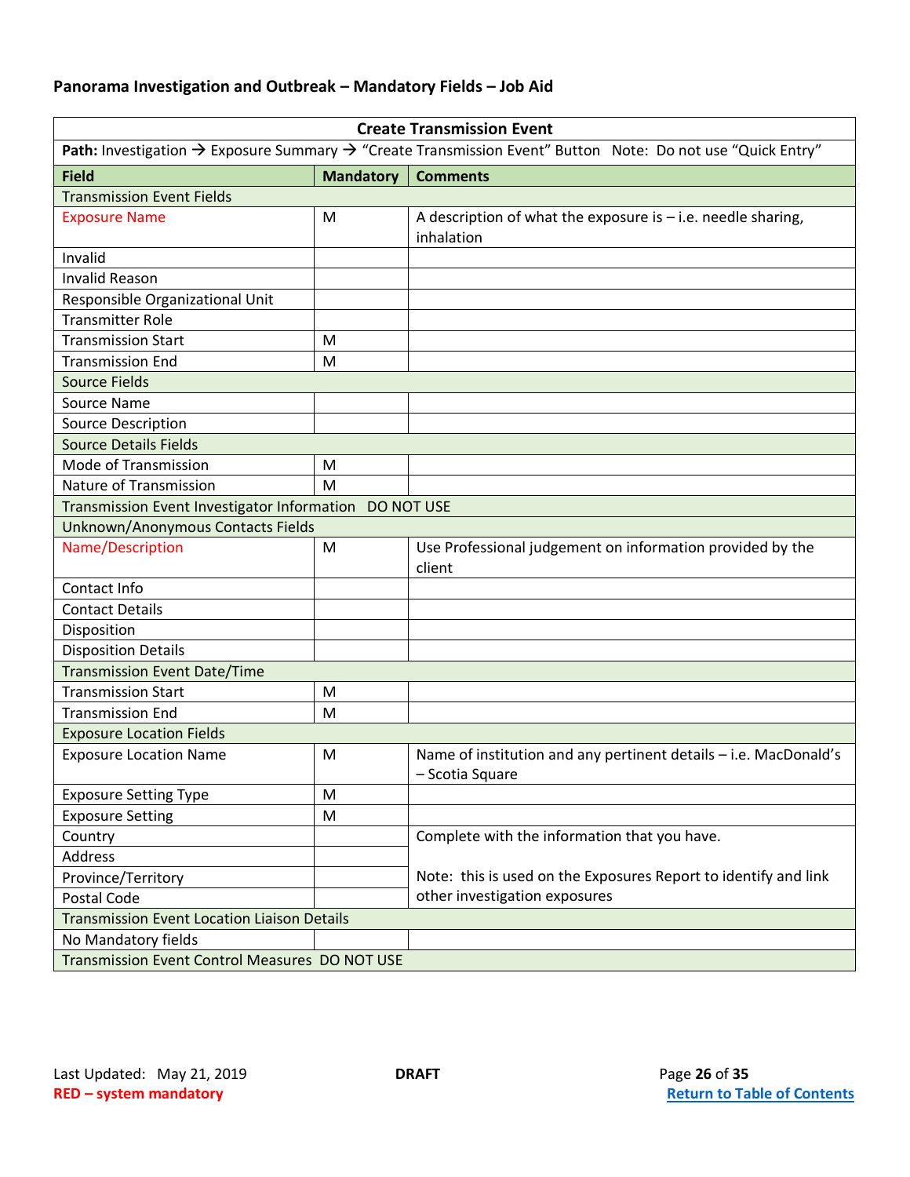**Panorama Investigation and Outbreak – Mandatory Fields – Job Aid**

| Create Transmission Event | | |
|---|---|---|
| **Path:** Investigation → Exposure Summary → "Create Transmission Event" Button   Note: Do not use "Quick Entry" | | |
| **Field** | **Mandatory** | **Comments** |
| Transmission Event Fields | | |
| Exposure Name | M | A description of what the exposure is – i.e. needle sharing, inhalation |
| Invalid | | |
| Invalid Reason | | |
| Responsible Organizational Unit | | |
| Transmitter Role | | |
| Transmission Start | M | |
| Transmission End | M | |
| Source Fields | | |
| Source Name | | |
| Source Description | | |
| Source Details Fields | | |
| Mode of Transmission | M | |
| Nature of Transmission | M | |
| Transmission Event Investigator Information   DO NOT USE | | |
| Unknown/Anonymous Contacts Fields | | |
| Name/Description | M | Use Professional judgement on information provided by the client |
| Contact Info | | |
| Contact Details | | |
| Disposition | | |
| Disposition Details | | |
| Transmission Event Date/Time | | |
| Transmission Start | M | |
| Transmission End | M | |
| Exposure Location Fields | | |
| Exposure Location Name | M | Name of institution and any pertinent details – i.e. MacDonald's – Scotia Square |
| Exposure Setting Type | M | |
| Exposure Setting | M | |
| Country | | Complete with the information that you have. Note: this is used on the Exposures Report to identify and link other investigation exposures |
| Address | | |
| Province/Territory | | |
| Postal Code | | |
| Transmission Event Location Liaison Details | | |
| No Mandatory fields | | |
| Transmission Event Control Measures   DO NOT USE | | |

Last Updated: May 21, 2019 **DRAFT**

**RED – system mandatory**

**Return to Table of Contents**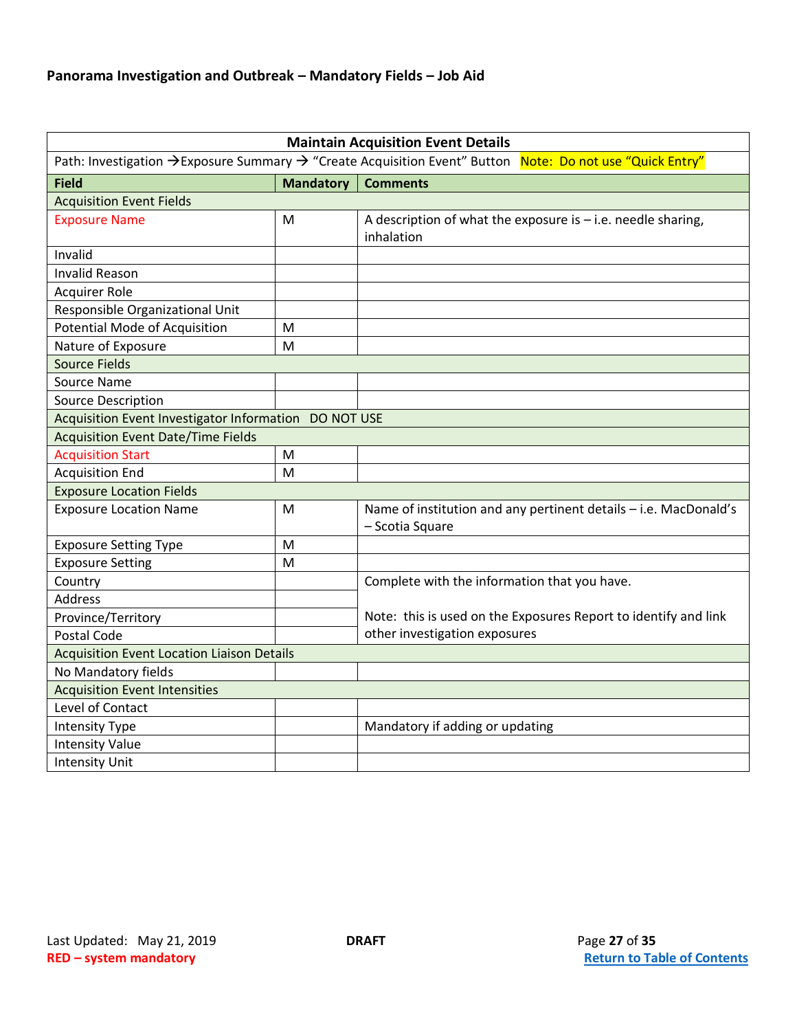**Panorama Investigation and Outbreak – Mandatory Fields – Job Aid**

| Maintain Acquisition Event Details | | |
|---|---|---|
| Path: Investigation →Exposure Summary → "Create Acquisition Event" Button  Note: Do not use "Quick Entry" | | |
| **Field** | **Mandatory** | **Comments** |
| Acquisition Event Fields | | |
| Exposure Name | M | A description of what the exposure is – i.e. needle sharing, inhalation |
| Invalid | | |
| Invalid Reason | | |
| Acquirer Role | | |
| Responsible Organizational Unit | | |
| Potential Mode of Acquisition | M | |
| Nature of Exposure | M | |
| Source Fields | | |
| Source Name | | |
| Source Description | | |
| Acquisition Event Investigator Information  DO NOT USE | | |
| Acquisition Event Date/Time Fields | | |
| Acquisition Start | M | |
| Acquisition End | M | |
| Exposure Location Fields | | |
| Exposure Location Name | M | Name of institution and any pertinent details – i.e. MacDonald's – Scotia Square |
| Exposure Setting Type | M | |
| Exposure Setting | M | |
| Country | | Complete with the information that you have.<br><br>Note: this is used on the Exposures Report to identify and link other investigation exposures |
| Address | | |
| Province/Territory | | |
| Postal Code | | |
| Acquisition Event Location Liaison Details | | |
| No Mandatory fields | | |
| Acquisition Event Intensities | | |
| Level of Contact | | |
| Intensity Type | | Mandatory if adding or updating |
| Intensity Value | | |
| Intensity Unit | | |

Last Updated: May 21, 2019 **DRAFT**

**RED – system mandatory**

**Return to Table of Contents**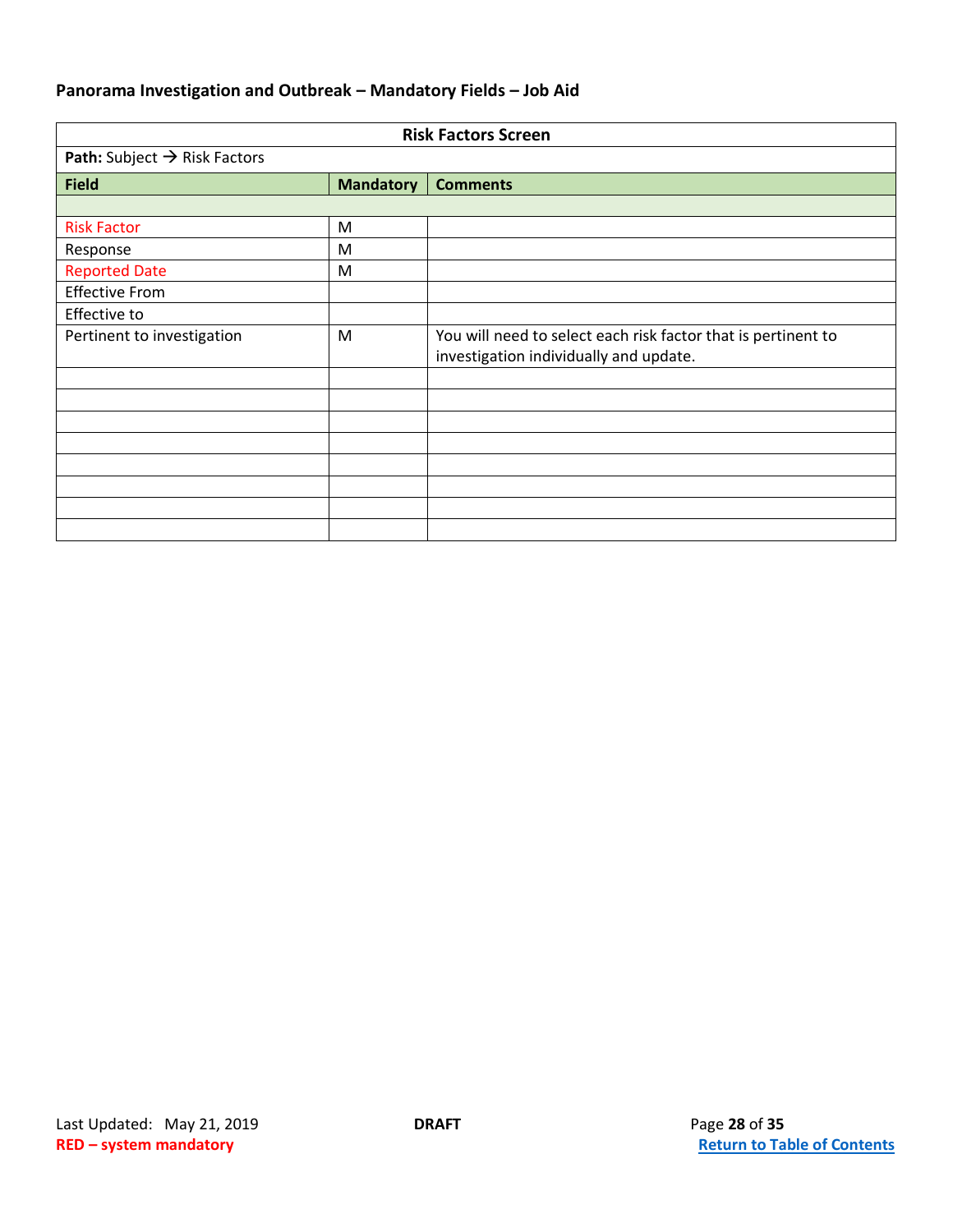**Panorama Investigation and Outbreak – Mandatory Fields – Job Aid**

| Risk Factors Screen | | |
|---|---|---|
| **Path:** Subject → Risk Factors | | |
| **Field** | **Mandatory** | **Comments** |
| | | |
| Risk Factor | M | |
| Response | M | |
| Reported Date | M | |
| Effective From | | |
| Effective to | | |
| Pertinent to investigation | M | You will need to select each risk factor that is pertinent to investigation individually and update. |
| | | |
| | | |
| | | |
| | | |
| | | |
| | | |
| | | |
| | | |

Last Updated: May 21, 2019 **DRAFT**

**RED – system mandatory**

**Return to Table of Contents**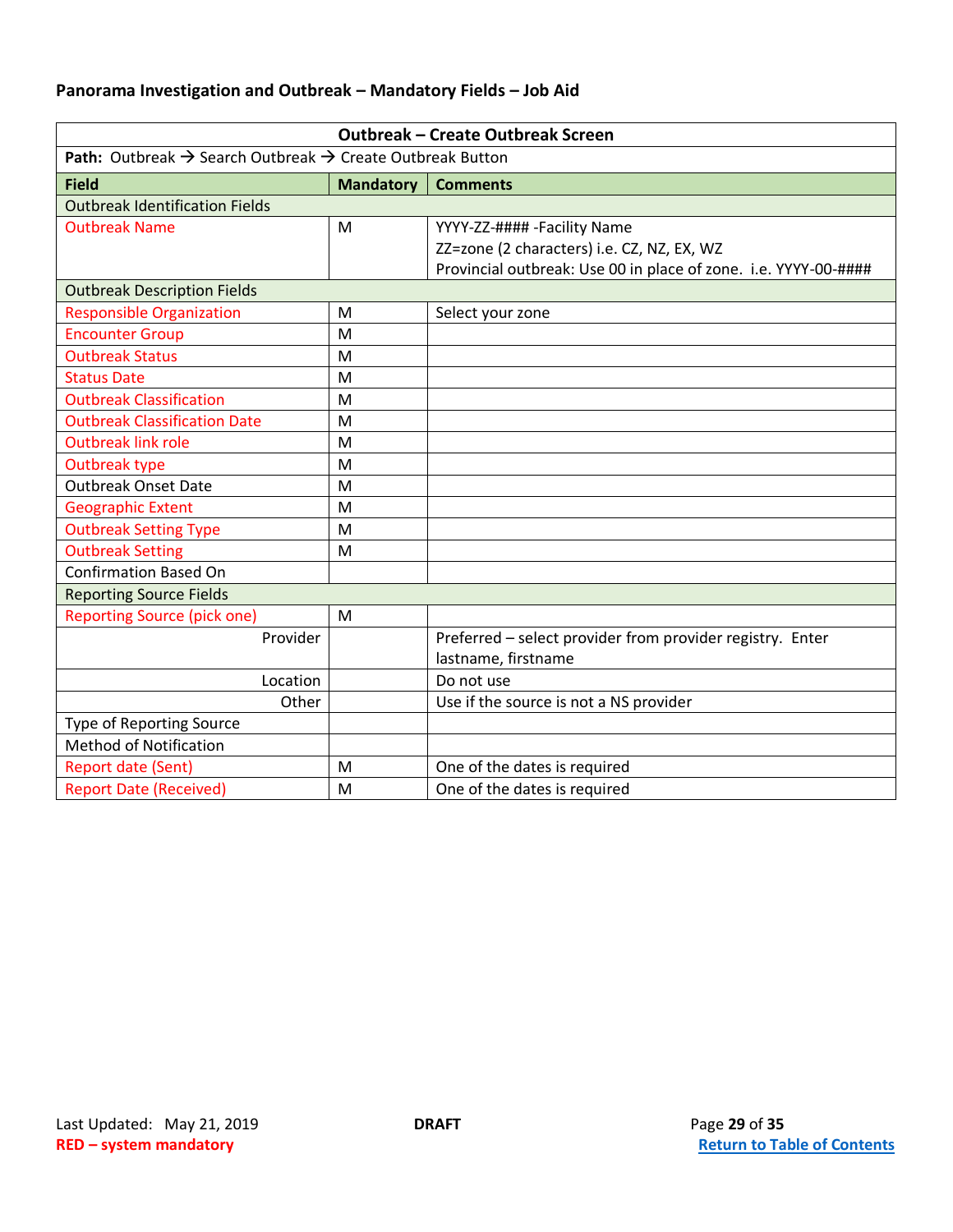**Panorama Investigation and Outbreak – Mandatory Fields – Job Aid**

| Outbreak – Create Outbreak Screen | | |
|---|---|---|
| **Path:** Outbreak → Search Outbreak → Create Outbreak Button | | |
| **Field** | **Mandatory** | **Comments** |
| Outbreak Identification Fields | | |
| Outbreak Name | M | YYYY-ZZ-#### -Facility Name<br>ZZ=zone (2 characters) i.e. CZ, NZ, EX, WZ<br>Provincial outbreak: Use 00 in place of zone. i.e. YYYY-00-#### |
| Outbreak Description Fields | | |
| Responsible Organization | M | Select your zone |
| Encounter Group | M | |
| Outbreak Status | M | |
| Status Date | M | |
| Outbreak Classification | M | |
| Outbreak Classification Date | M | |
| Outbreak link role | M | |
| Outbreak type | M | |
| Outbreak Onset Date | M | |
| Geographic Extent | M | |
| Outbreak Setting Type | M | |
| Outbreak Setting | M | |
| Confirmation Based On | | |
| Reporting Source Fields | | |
| Reporting Source (pick one) | M | |
| Provider | | Preferred – select provider from provider registry. Enter lastname, firstname |
| Location | | Do not use |
| Other | | Use if the source is not a NS provider |
| Type of Reporting Source | | |
| Method of Notification | | |
| Report date (Sent) | M | One of the dates is required |
| Report Date (Received) | M | One of the dates is required |

Last Updated: May 21, 2019 — **DRAFT**

**RED – system mandatory**

**Return to Table of Contents**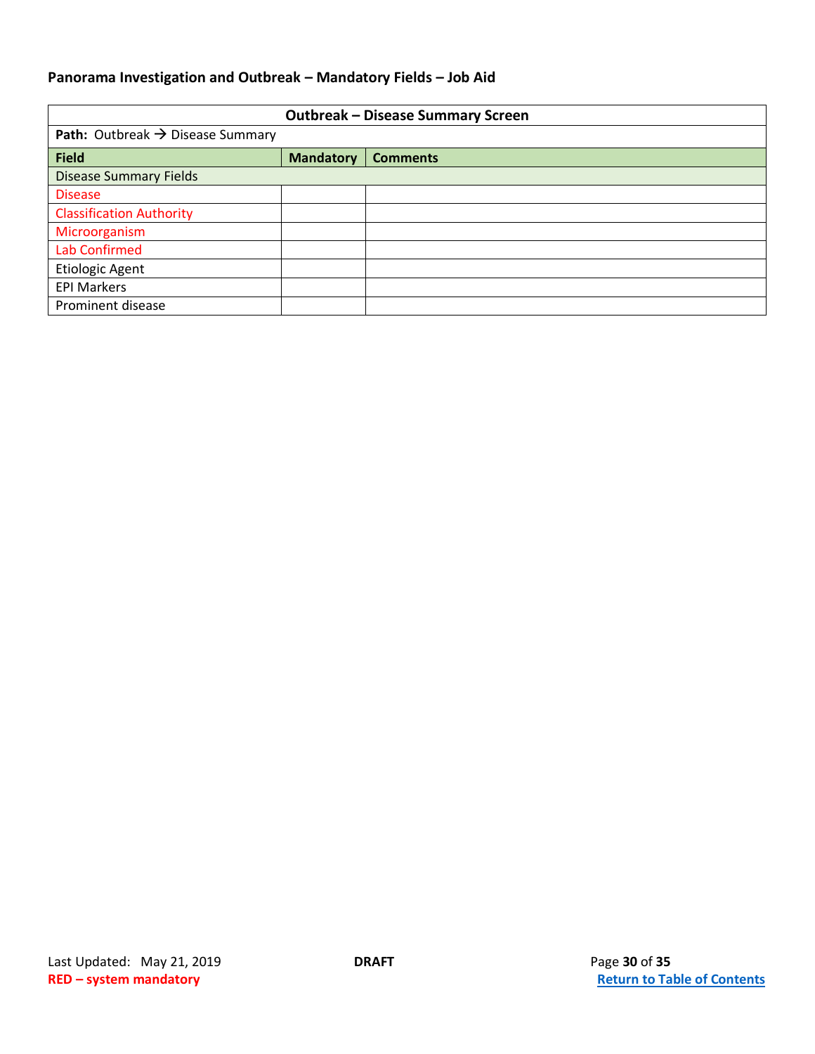**Panorama Investigation and Outbreak – Mandatory Fields – Job Aid**

| Outbreak – Disease Summary Screen | | |
|---|---|---|
| **Path:** Outbreak → Disease Summary | | |
| **Field** | **Mandatory** | **Comments** |
| Disease Summary Fields | | |
| Disease | | |
| Classification Authority | | |
| Microorganism | | |
| Lab Confirmed | | |
| Etiologic Agent | | |
| EPI Markers | | |
| Prominent disease | | |

Last Updated: May 21, 2019 **DRAFT**

**RED – system mandatory**

**Return to Table of Contents**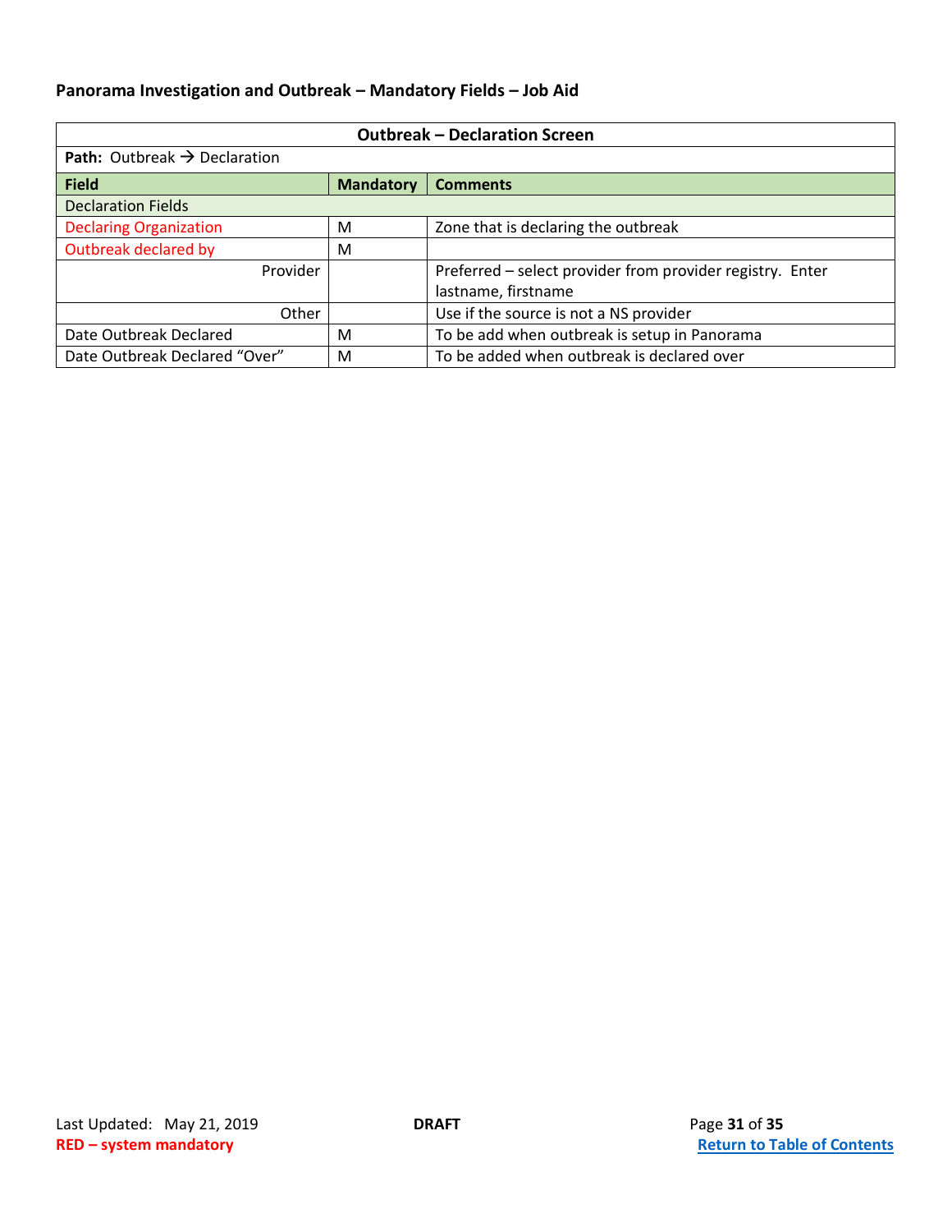**Panorama Investigation and Outbreak – Mandatory Fields – Job Aid**

| Outbreak – Declaration Screen | | |
|---|---|---|
| **Path:** Outbreak → Declaration | | |
| **Field** | **Mandatory** | **Comments** |
| Declaration Fields | | |
| Declaring Organization | M | Zone that is declaring the outbreak |
| Outbreak declared by | M | |
| Provider | | Preferred – select provider from provider registry. Enter lastname, firstname |
| Other | | Use if the source is not a NS provider |
| Date Outbreak Declared | M | To be add when outbreak is setup in Panorama |
| Date Outbreak Declared "Over" | M | To be added when outbreak is declared over |

Last Updated: May 21, 2019

**DRAFT**

**RED – system mandatory**

**Return to Table of Contents**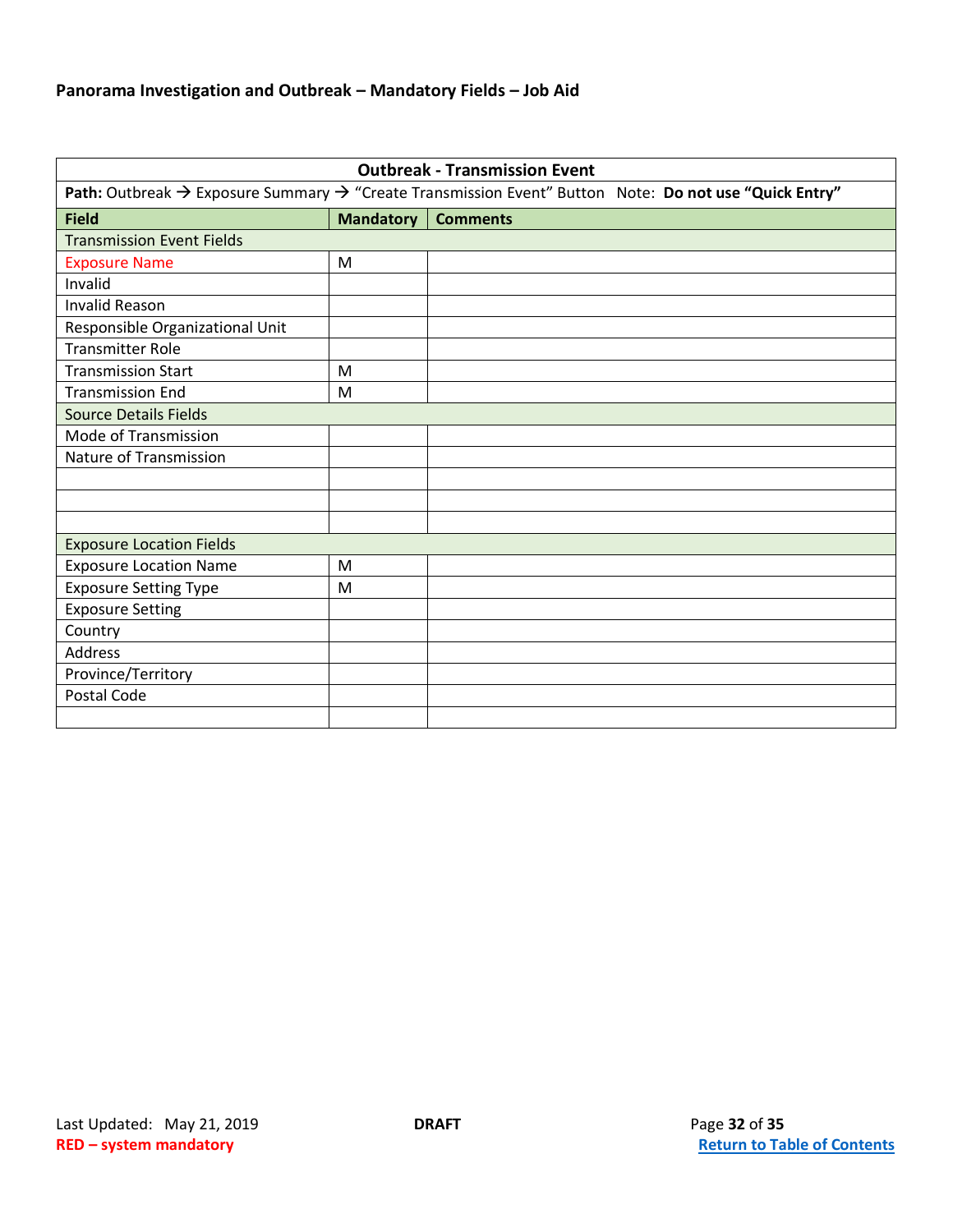**Panorama Investigation and Outbreak – Mandatory Fields – Job Aid**

| Outbreak - Transmission Event | | |
|---|---|---|
| **Path:** Outbreak → Exposure Summary → "Create Transmission Event" Button   Note: **Do not use "Quick Entry"** | | |
| **Field** | **Mandatory** | **Comments** |
| Transmission Event Fields | | |
| Exposure Name | M | |
| Invalid | | |
| Invalid Reason | | |
| Responsible Organizational Unit | | |
| Transmitter Role | | |
| Transmission Start | M | |
| Transmission End | M | |
| Source Details Fields | | |
| Mode of Transmission | | |
| Nature of Transmission | | |
| | | |
| | | |
| | | |
| Exposure Location Fields | | |
| Exposure Location Name | M | |
| Exposure Setting Type | M | |
| Exposure Setting | | |
| Country | | |
| Address | | |
| Province/Territory | | |
| Postal Code | | |
| | | |

Last Updated: May 21, 2019 **DRAFT**

**RED – system mandatory**

**Return to Table of Contents**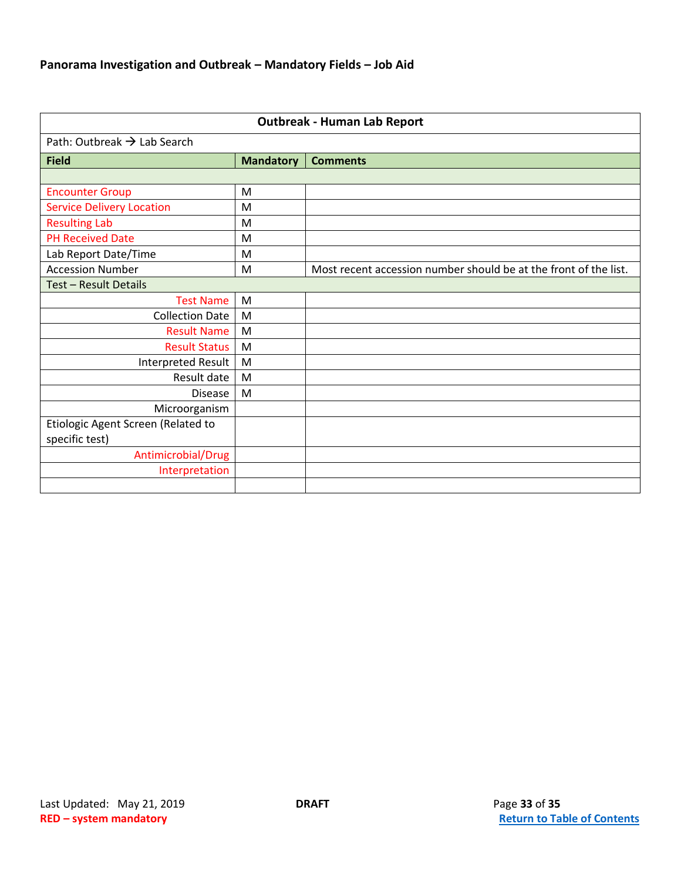**Panorama Investigation and Outbreak – Mandatory Fields – Job Aid**

| Outbreak - Human Lab Report | | |
|---|---|---|
| Path: Outbreak → Lab Search | | |
| **Field** | **Mandatory** | **Comments** |
| | | |
| Encounter Group | M | |
| Service Delivery Location | M | |
| Resulting Lab | M | |
| PH Received Date | M | |
| Lab Report Date/Time | M | |
| Accession Number | M | Most recent accession number should be at the front of the list. |
| Test – Result Details | | |
| Test Name | M | |
| Collection Date | M | |
| Result Name | M | |
| Result Status | M | |
| Interpreted Result | M | |
| Result date | M | |
| Disease | M | |
| Microorganism | | |
| Etiologic Agent Screen (Related to specific test) | | |
| Antimicrobial/Drug | | |
| Interpretation | | |
| | | |

Last Updated: May 21, 2019 **DRAFT**

**RED – system mandatory**

**Return to Table of Contents**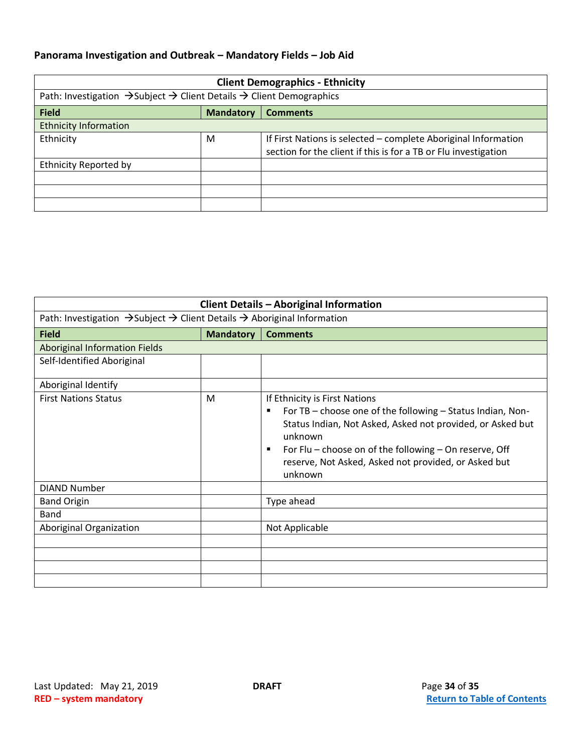**Panorama Investigation and Outbreak – Mandatory Fields – Job Aid**

| Client Demographics - Ethnicity | | |
|---|---|---|
| Path: Investigation →Subject → Client Details → Client Demographics | | |
| **Field** | **Mandatory** | **Comments** |
| Ethnicity Information | | |
| Ethnicity | M | If First Nations is selected – complete Aboriginal Information section for the client if this is for a TB or Flu investigation |
| Ethnicity Reported by | | |
| | | |
| | | |
| | | |

| Client Details – Aboriginal Information | | |
|---|---|---|
| Path: Investigation →Subject → Client Details → Aboriginal Information | | |
| **Field** | **Mandatory** | **Comments** |
| Aboriginal Information Fields | | |
| Self-Identified Aboriginal | | |
| Aboriginal Identify | | |
| First Nations Status | M | If Ethnicity is First Nations<br>▪ For TB – choose one of the following – Status Indian, Non-Status Indian, Not Asked, Asked not provided, or Asked but unknown<br>▪ For Flu – choose on of the following – On reserve, Off reserve, Not Asked, Asked not provided, or Asked but unknown |
| DIAND Number | | |
| Band Origin | | Type ahead |
| Band | | |
| Aboriginal Organization | | Not Applicable |
| | | |
| | | |
| | | |
| | | |

Last Updated: May 21, 2019 DRAFT

**RED – system mandatory**

Return to Table of Contents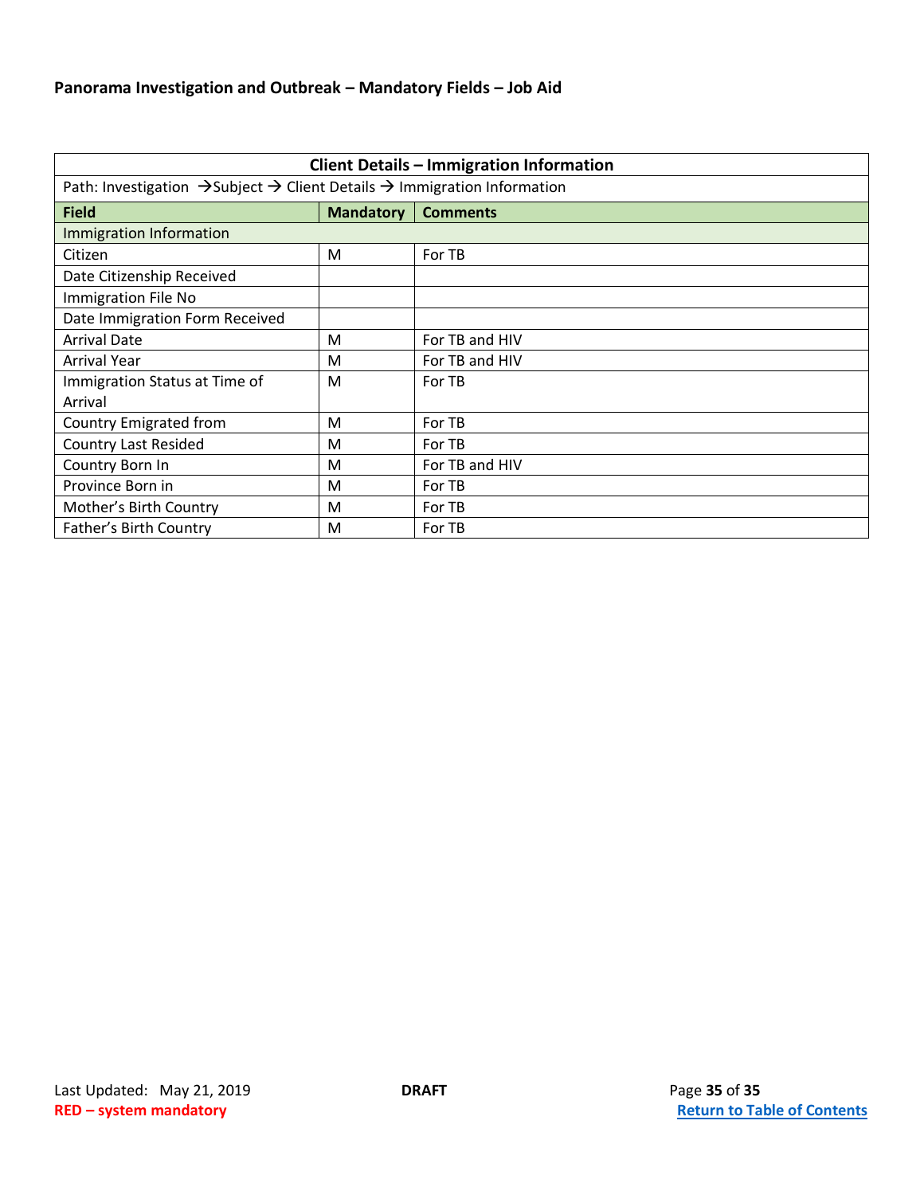**Panorama Investigation and Outbreak – Mandatory Fields – Job Aid**

| Client Details – Immigration Information | | |
|---|---|---|
| Path: Investigation →Subject → Client Details → Immigration Information | | |
| **Field** | **Mandatory** | **Comments** |
| Immigration Information | | |
| Citizen | M | For TB |
| Date Citizenship Received | | |
| Immigration File No | | |
| Date Immigration Form Received | | |
| Arrival Date | M | For TB and HIV |
| Arrival Year | M | For TB and HIV |
| Immigration Status at Time of Arrival | M | For TB |
| Country Emigrated from | M | For TB |
| Country Last Resided | M | For TB |
| Country Born In | M | For TB and HIV |
| Province Born in | M | For TB |
| Mother's Birth Country | M | For TB |
| Father's Birth Country | M | For TB |

Last Updated: May 21, 2019 **DRAFT**

**RED – system mandatory**

**Return to Table of Contents**